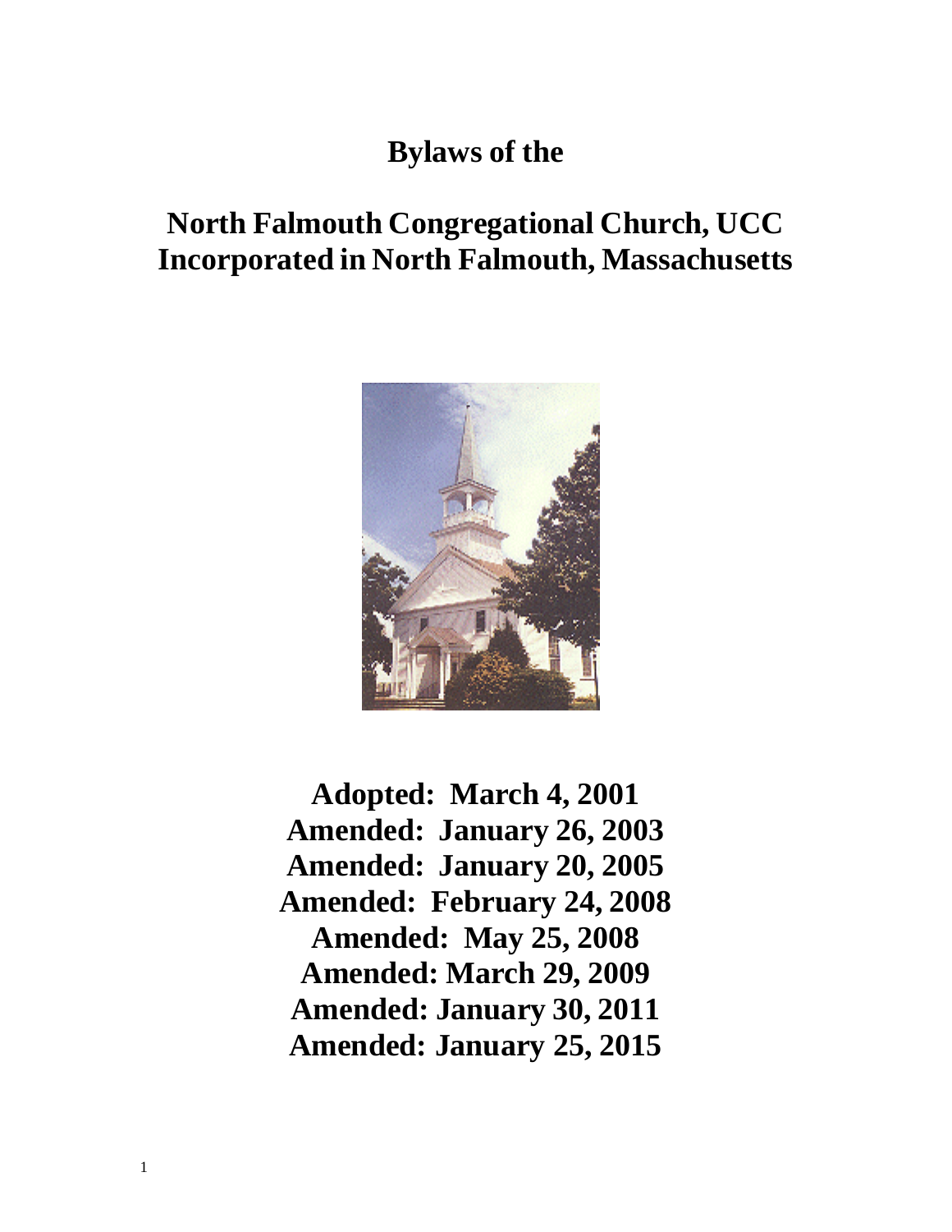# Bylaws of the

# North Falmouth Congregational Church, UCC
# Incorporated in North Falmouth, Massachusetts

**Adopted: March 4, 2001**
**Amended: January 26, 2003**
**Amended: January 20, 2005**
**Amended: February 24, 2008**
**Amended: May 25, 2008**
**Amended: March 29, 2009**
**Amended: January 30, 2011**
**Amended: January 25, 2015**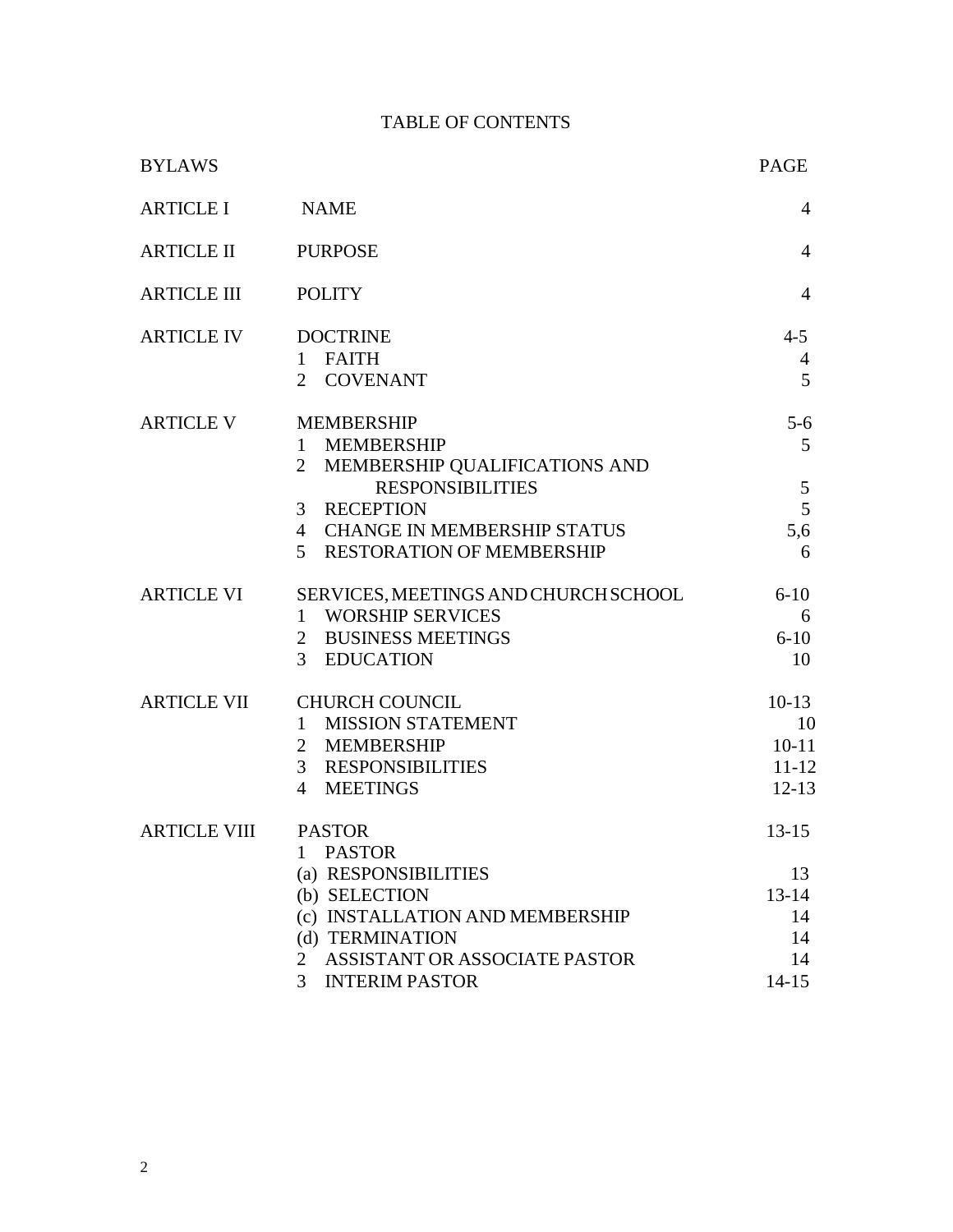# TABLE OF CONTENTS

| BYLAWS | | PAGE |
|---|---|---|
| ARTICLE I | NAME | 4 |
| ARTICLE II | PURPOSE | 4 |
| ARTICLE III | POLITY | 4 |
| ARTICLE IV | DOCTRINE | 4-5 |
| | 1 FAITH | 4 |
| | 2 COVENANT | 5 |
| ARTICLE V | MEMBERSHIP | 5-6 |
| | 1 MEMBERSHIP | 5 |
| | 2 MEMBERSHIP QUALIFICATIONS AND RESPONSIBILITIES | 5 |
| | 3 RECEPTION | 5 |
| | 4 CHANGE IN MEMBERSHIP STATUS | 5,6 |
| | 5 RESTORATION OF MEMBERSHIP | 6 |
| ARTICLE VI | SERVICES, MEETINGS AND CHURCH SCHOOL | 6-10 |
| | 1 WORSHIP SERVICES | 6 |
| | 2 BUSINESS MEETINGS | 6-10 |
| | 3 EDUCATION | 10 |
| ARTICLE VII | CHURCH COUNCIL | 10-13 |
| | 1 MISSION STATEMENT | 10 |
| | 2 MEMBERSHIP | 10-11 |
| | 3 RESPONSIBILITIES | 11-12 |
| | 4 MEETINGS | 12-13 |
| ARTICLE VIII | PASTOR | 13-15 |
| | 1 PASTOR | |
| | (a) RESPONSIBILITIES | 13 |
| | (b) SELECTION | 13-14 |
| | (c) INSTALLATION AND MEMBERSHIP | 14 |
| | (d) TERMINATION | 14 |
| | 2 ASSISTANT OR ASSOCIATE PASTOR | 14 |
| | 3 INTERIM PASTOR | 14-15 |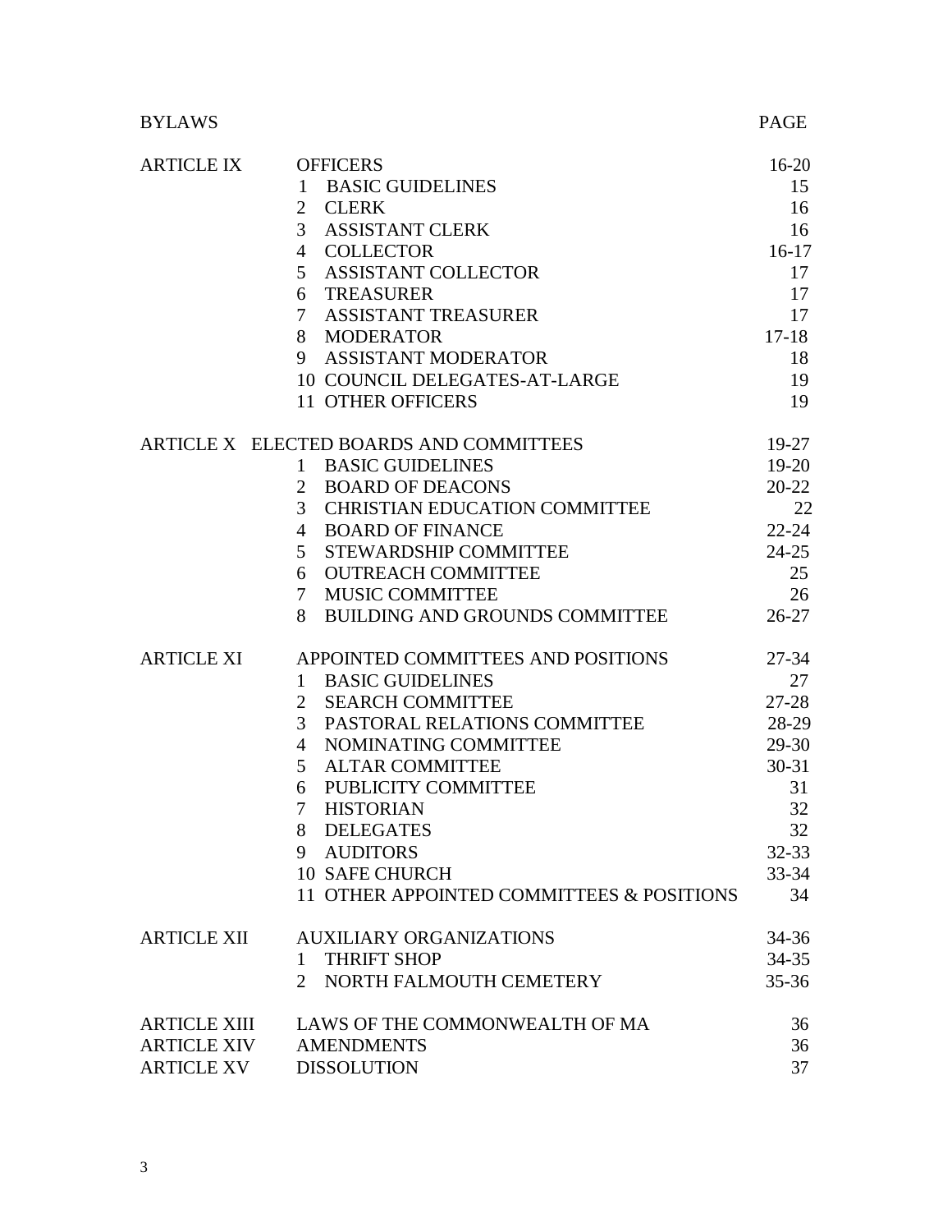| BYLAWS | | PAGE |
|---|---|---|
| ARTICLE IX | OFFICERS | 16-20 |
| | 1 BASIC GUIDELINES | 15 |
| | 2 CLERK | 16 |
| | 3 ASSISTANT CLERK | 16 |
| | 4 COLLECTOR | 16-17 |
| | 5 ASSISTANT COLLECTOR | 17 |
| | 6 TREASURER | 17 |
| | 7 ASSISTANT TREASURER | 17 |
| | 8 MODERATOR | 17-18 |
| | 9 ASSISTANT MODERATOR | 18 |
| | 10 COUNCIL DELEGATES-AT-LARGE | 19 |
| | 11 OTHER OFFICERS | 19 |
| ARTICLE X | ELECTED BOARDS AND COMMITTEES | 19-27 |
| | 1 BASIC GUIDELINES | 19-20 |
| | 2 BOARD OF DEACONS | 20-22 |
| | 3 CHRISTIAN EDUCATION COMMITTEE | 22 |
| | 4 BOARD OF FINANCE | 22-24 |
| | 5 STEWARDSHIP COMMITTEE | 24-25 |
| | 6 OUTREACH COMMITTEE | 25 |
| | 7 MUSIC COMMITTEE | 26 |
| | 8 BUILDING AND GROUNDS COMMITTEE | 26-27 |
| ARTICLE XI | APPOINTED COMMITTEES AND POSITIONS | 27-34 |
| | 1 BASIC GUIDELINES | 27 |
| | 2 SEARCH COMMITTEE | 27-28 |
| | 3 PASTORAL RELATIONS COMMITTEE | 28-29 |
| | 4 NOMINATING COMMITTEE | 29-30 |
| | 5 ALTAR COMMITTEE | 30-31 |
| | 6 PUBLICITY COMMITTEE | 31 |
| | 7 HISTORIAN | 32 |
| | 8 DELEGATES | 32 |
| | 9 AUDITORS | 32-33 |
| | 10 SAFE CHURCH | 33-34 |
| | 11 OTHER APPOINTED COMMITTEES & POSITIONS | 34 |
| ARTICLE XII | AUXILIARY ORGANIZATIONS | 34-36 |
| | 1 THRIFT SHOP | 34-35 |
| | 2 NORTH FALMOUTH CEMETERY | 35-36 |
| ARTICLE XIII | LAWS OF THE COMMONWEALTH OF MA | 36 |
| ARTICLE XIV | AMENDMENTS | 36 |
| ARTICLE XV | DISSOLUTION | 37 |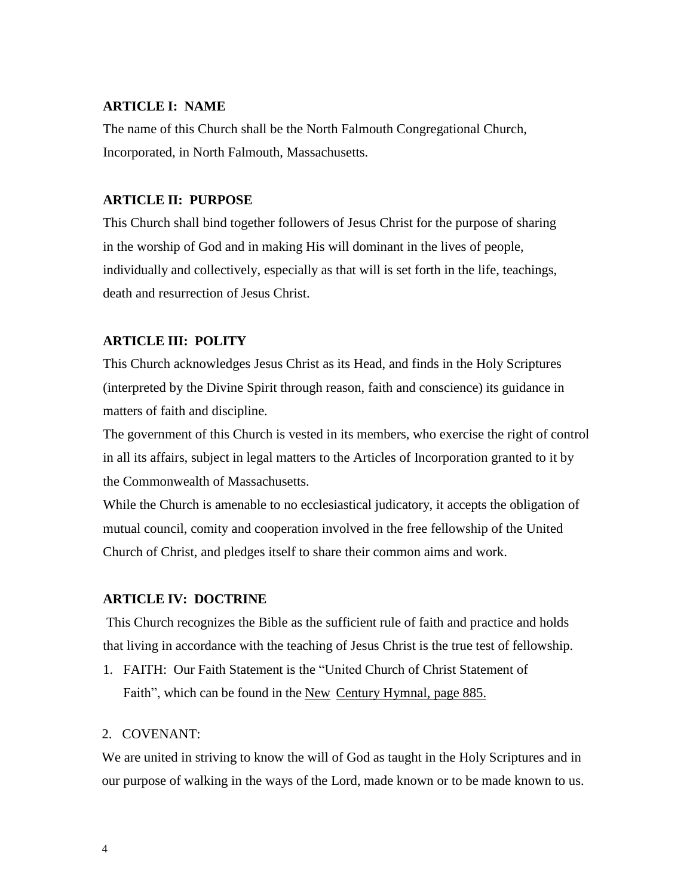## ARTICLE I: NAME

The name of this Church shall be the North Falmouth Congregational Church, Incorporated, in North Falmouth, Massachusetts.

## ARTICLE II: PURPOSE

This Church shall bind together followers of Jesus Christ for the purpose of sharing in the worship of God and in making His will dominant in the lives of people, individually and collectively, especially as that will is set forth in the life, teachings, death and resurrection of Jesus Christ.

## ARTICLE III: POLITY

This Church acknowledges Jesus Christ as its Head, and finds in the Holy Scriptures (interpreted by the Divine Spirit through reason, faith and conscience) its guidance in matters of faith and discipline.

The government of this Church is vested in its members, who exercise the right of control in all its affairs, subject in legal matters to the Articles of Incorporation granted to it by the Commonwealth of Massachusetts.

While the Church is amenable to no ecclesiastical judicatory, it accepts the obligation of mutual council, comity and cooperation involved in the free fellowship of the United Church of Christ, and pledges itself to share their common aims and work.

## ARTICLE IV: DOCTRINE

This Church recognizes the Bible as the sufficient rule of faith and practice and holds that living in accordance with the teaching of Jesus Christ is the true test of fellowship.

1. FAITH: Our Faith Statement is the "United Church of Christ Statement of Faith", which can be found in the New Century Hymnal, page 885.

2. COVENANT:

We are united in striving to know the will of God as taught in the Holy Scriptures and in our purpose of walking in the ways of the Lord, made known or to be made known to us.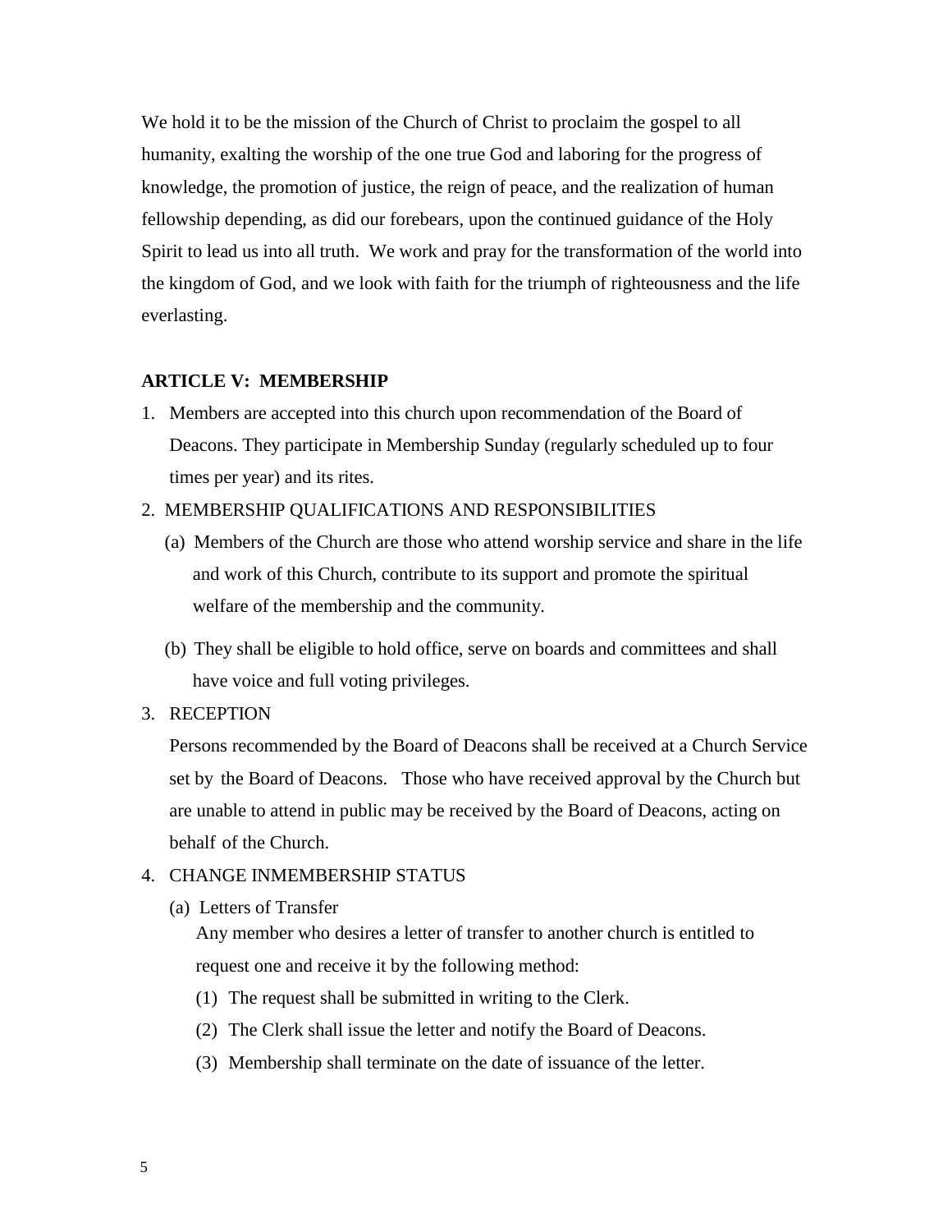We hold it to be the mission of the Church of Christ to proclaim the gospel to all humanity, exalting the worship of the one true God and laboring for the progress of knowledge, the promotion of justice, the reign of peace, and the realization of human fellowship depending, as did our forebears, upon the continued guidance of the Holy Spirit to lead us into all truth. We work and pray for the transformation of the world into the kingdom of God, and we look with faith for the triumph of righteousness and the life everlasting.

**ARTICLE V: MEMBERSHIP**

1. Members are accepted into this church upon recommendation of the Board of Deacons. They participate in Membership Sunday (regularly scheduled up to four times per year) and its rites.
2. MEMBERSHIP QUALIFICATIONS AND RESPONSIBILITIES
   (a) Members of the Church are those who attend worship service and share in the life and work of this Church, contribute to its support and promote the spiritual welfare of the membership and the community.

   (b) They shall be eligible to hold office, serve on boards and committees and shall have voice and full voting privileges.
3. RECEPTION

   Persons recommended by the Board of Deacons shall be received at a Church Service set by the Board of Deacons. Those who have received approval by the Church but are unable to attend in public may be received by the Board of Deacons, acting on behalf of the Church.
4. CHANGE INMEMBERSHIP STATUS
   (a) Letters of Transfer

   Any member who desires a letter of transfer to another church is entitled to request one and receive it by the following method:

   (1) The request shall be submitted in writing to the Clerk.

   (2) The Clerk shall issue the letter and notify the Board of Deacons.

   (3) Membership shall terminate on the date of issuance of the letter.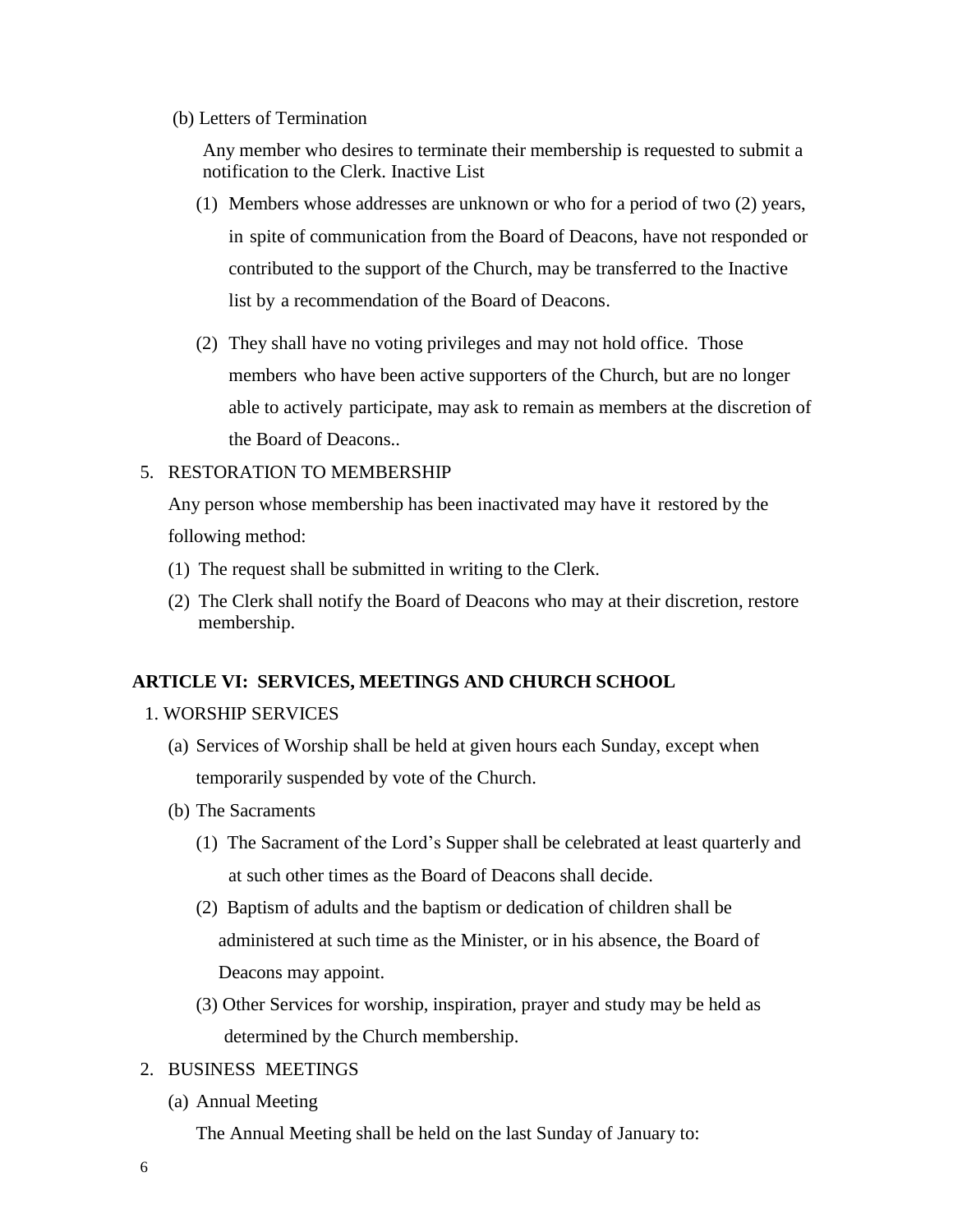(b) Letters of Termination

Any member who desires to terminate their membership is requested to submit a notification to the Clerk. Inactive List

(1) Members whose addresses are unknown or who for a period of two (2) years, in spite of communication from the Board of Deacons, have not responded or contributed to the support of the Church, may be transferred to the Inactive list by a recommendation of the Board of Deacons.

(2) They shall have no voting privileges and may not hold office. Those members who have been active supporters of the Church, but are no longer able to actively participate, may ask to remain as members at the discretion of the Board of Deacons..

5. RESTORATION TO MEMBERSHIP

Any person whose membership has been inactivated may have it restored by the following method:

(1) The request shall be submitted in writing to the Clerk.

(2) The Clerk shall notify the Board of Deacons who may at their discretion, restore membership.

## ARTICLE VI: SERVICES, MEETINGS AND CHURCH SCHOOL

1. WORSHIP SERVICES

(a) Services of Worship shall be held at given hours each Sunday, except when temporarily suspended by vote of the Church.

(b) The Sacraments

(1) The Sacrament of the Lord's Supper shall be celebrated at least quarterly and at such other times as the Board of Deacons shall decide.

(2) Baptism of adults and the baptism or dedication of children shall be administered at such time as the Minister, or in his absence, the Board of Deacons may appoint.

(3) Other Services for worship, inspiration, prayer and study may be held as determined by the Church membership.

2. BUSINESS MEETINGS

(a) Annual Meeting

The Annual Meeting shall be held on the last Sunday of January to: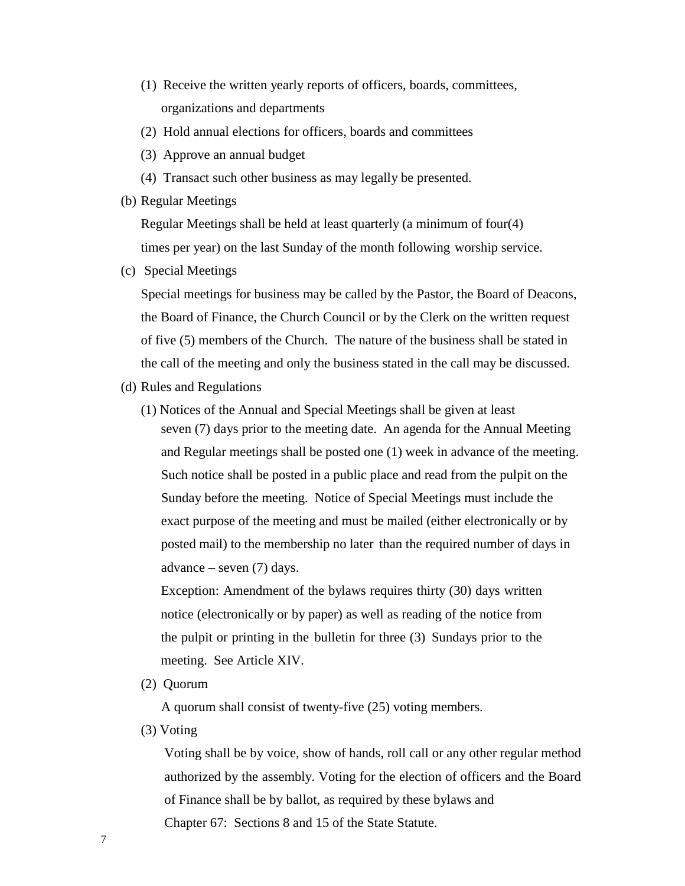(1) Receive the written yearly reports of officers, boards, committees, organizations and departments

(2) Hold annual elections for officers, boards and committees

(3) Approve an annual budget

(4) Transact such other business as may legally be presented.

(b) Regular Meetings

Regular Meetings shall be held at least quarterly (a minimum of four(4) times per year) on the last Sunday of the month following worship service.

(c) Special Meetings

Special meetings for business may be called by the Pastor, the Board of Deacons, the Board of Finance, the Church Council or by the Clerk on the written request of five (5) members of the Church. The nature of the business shall be stated in the call of the meeting and only the business stated in the call may be discussed.

(d) Rules and Regulations

(1) Notices of the Annual and Special Meetings shall be given at least seven (7) days prior to the meeting date. An agenda for the Annual Meeting and Regular meetings shall be posted one (1) week in advance of the meeting. Such notice shall be posted in a public place and read from the pulpit on the Sunday before the meeting. Notice of Special Meetings must include the exact purpose of the meeting and must be mailed (either electronically or by posted mail) to the membership no later than the required number of days in advance – seven (7) days.

Exception: Amendment of the bylaws requires thirty (30) days written notice (electronically or by paper) as well as reading of the notice from the pulpit or printing in the bulletin for three (3) Sundays prior to the meeting. See Article XIV.

(2) Quorum

A quorum shall consist of twenty-five (25) voting members.

(3) Voting

Voting shall be by voice, show of hands, roll call or any other regular method authorized by the assembly. Voting for the election of officers and the Board of Finance shall be by ballot, as required by these bylaws and Chapter 67: Sections 8 and 15 of the State Statute.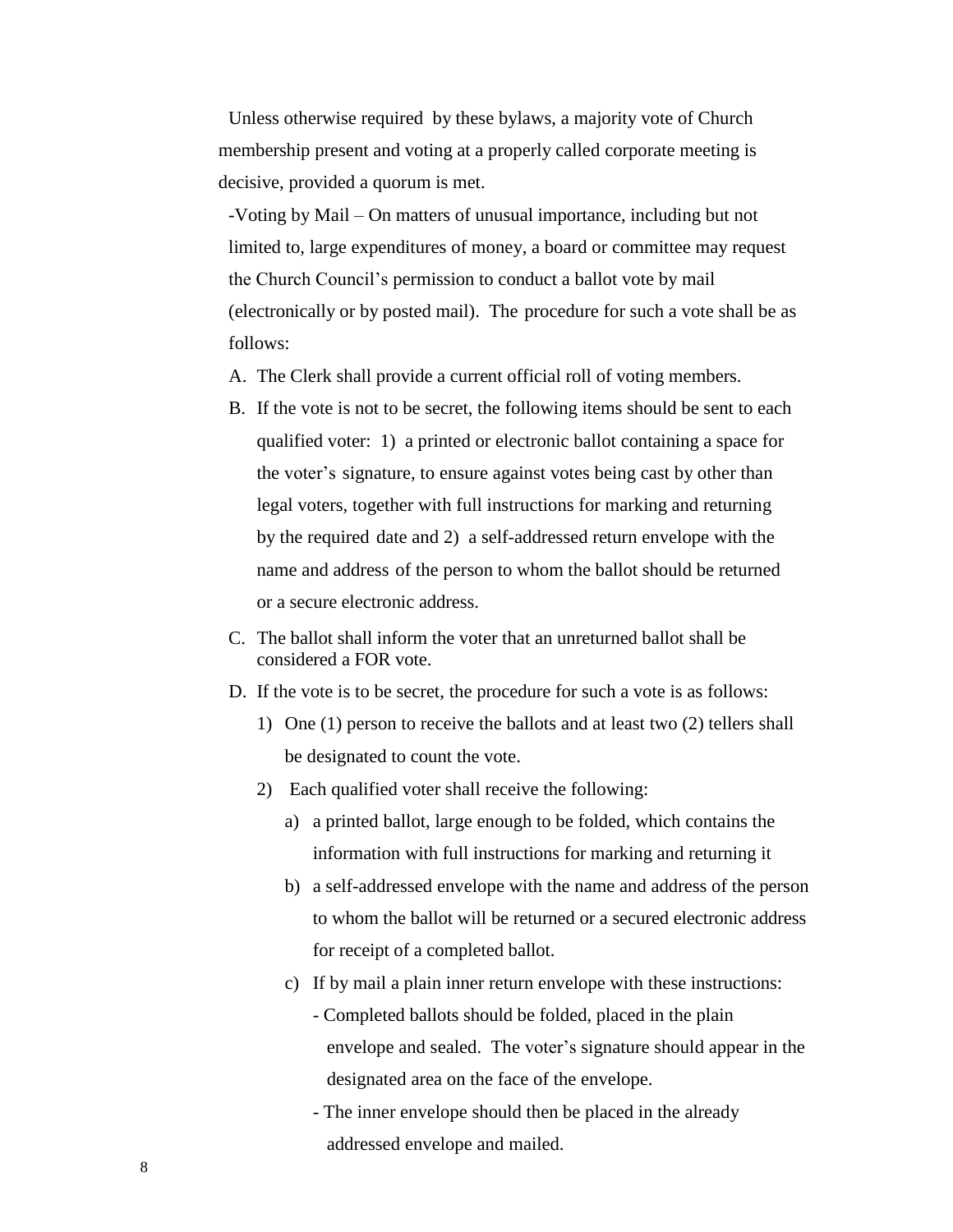Unless otherwise required by these bylaws, a majority vote of Church membership present and voting at a properly called corporate meeting is decisive, provided a quorum is met.

-Voting by Mail – On matters of unusual importance, including but not limited to, large expenditures of money, a board or committee may request the Church Council's permission to conduct a ballot vote by mail (electronically or by posted mail). The procedure for such a vote shall be as follows:

A. The Clerk shall provide a current official roll of voting members.
B. If the vote is not to be secret, the following items should be sent to each qualified voter: 1) a printed or electronic ballot containing a space for the voter's signature, to ensure against votes being cast by other than legal voters, together with full instructions for marking and returning by the required date and 2) a self-addressed return envelope with the name and address of the person to whom the ballot should be returned or a secure electronic address.
C. The ballot shall inform the voter that an unreturned ballot shall be considered a FOR vote.
D. If the vote is to be secret, the procedure for such a vote is as follows:
   1) One (1) person to receive the ballots and at least two (2) tellers shall be designated to count the vote.
   2) Each qualified voter shall receive the following:
      a) a printed ballot, large enough to be folded, which contains the information with full instructions for marking and returning it
      b) a self-addressed envelope with the name and address of the person to whom the ballot will be returned or a secured electronic address for receipt of a completed ballot.
      c) If by mail a plain inner return envelope with these instructions:
         - Completed ballots should be folded, placed in the plain envelope and sealed. The voter's signature should appear in the designated area on the face of the envelope.
         - The inner envelope should then be placed in the already addressed envelope and mailed.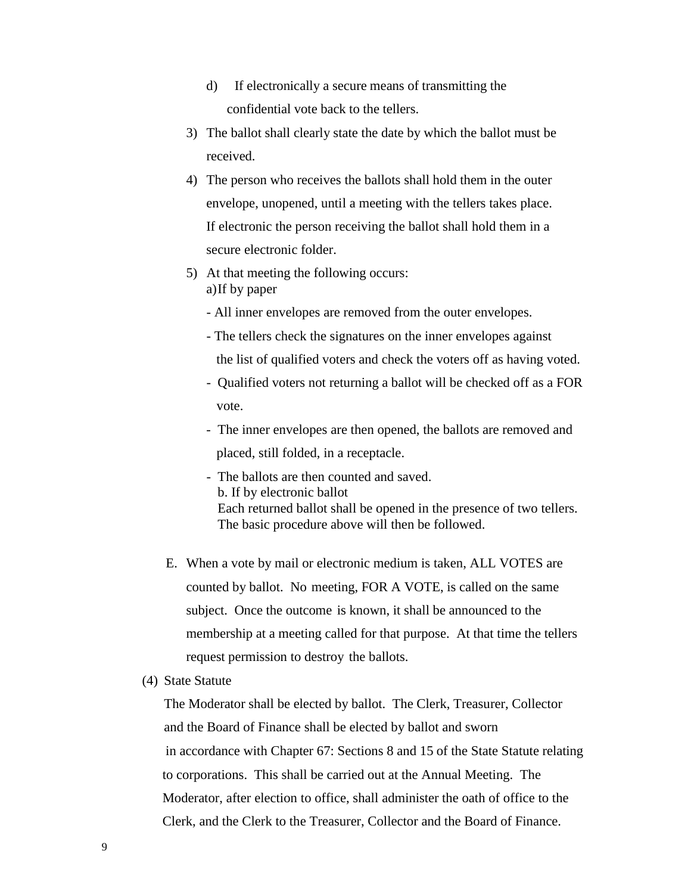d) If electronically a secure means of transmitting the confidential vote back to the tellers.

3) The ballot shall clearly state the date by which the ballot must be received.

4) The person who receives the ballots shall hold them in the outer envelope, unopened, until a meeting with the tellers takes place. If electronic the person receiving the ballot shall hold them in a secure electronic folder.

5) At that meeting the following occurs:
   a) If by paper
   - All inner envelopes are removed from the outer envelopes.
   - The tellers check the signatures on the inner envelopes against the list of qualified voters and check the voters off as having voted.
   - Qualified voters not returning a ballot will be checked off as a FOR vote.
   - The inner envelopes are then opened, the ballots are removed and placed, still folded, in a receptacle.
   - The ballots are then counted and saved.

   b. If by electronic ballot
   Each returned ballot shall be opened in the presence of two tellers. The basic procedure above will then be followed.

E. When a vote by mail or electronic medium is taken, ALL VOTES are counted by ballot. No meeting, FOR A VOTE, is called on the same subject. Once the outcome is known, it shall be announced to the membership at a meeting called for that purpose. At that time the tellers request permission to destroy the ballots.

(4) State Statute

The Moderator shall be elected by ballot. The Clerk, Treasurer, Collector and the Board of Finance shall be elected by ballot and sworn in accordance with Chapter 67: Sections 8 and 15 of the State Statute relating to corporations. This shall be carried out at the Annual Meeting. The Moderator, after election to office, shall administer the oath of office to the Clerk, and the Clerk to the Treasurer, Collector and the Board of Finance.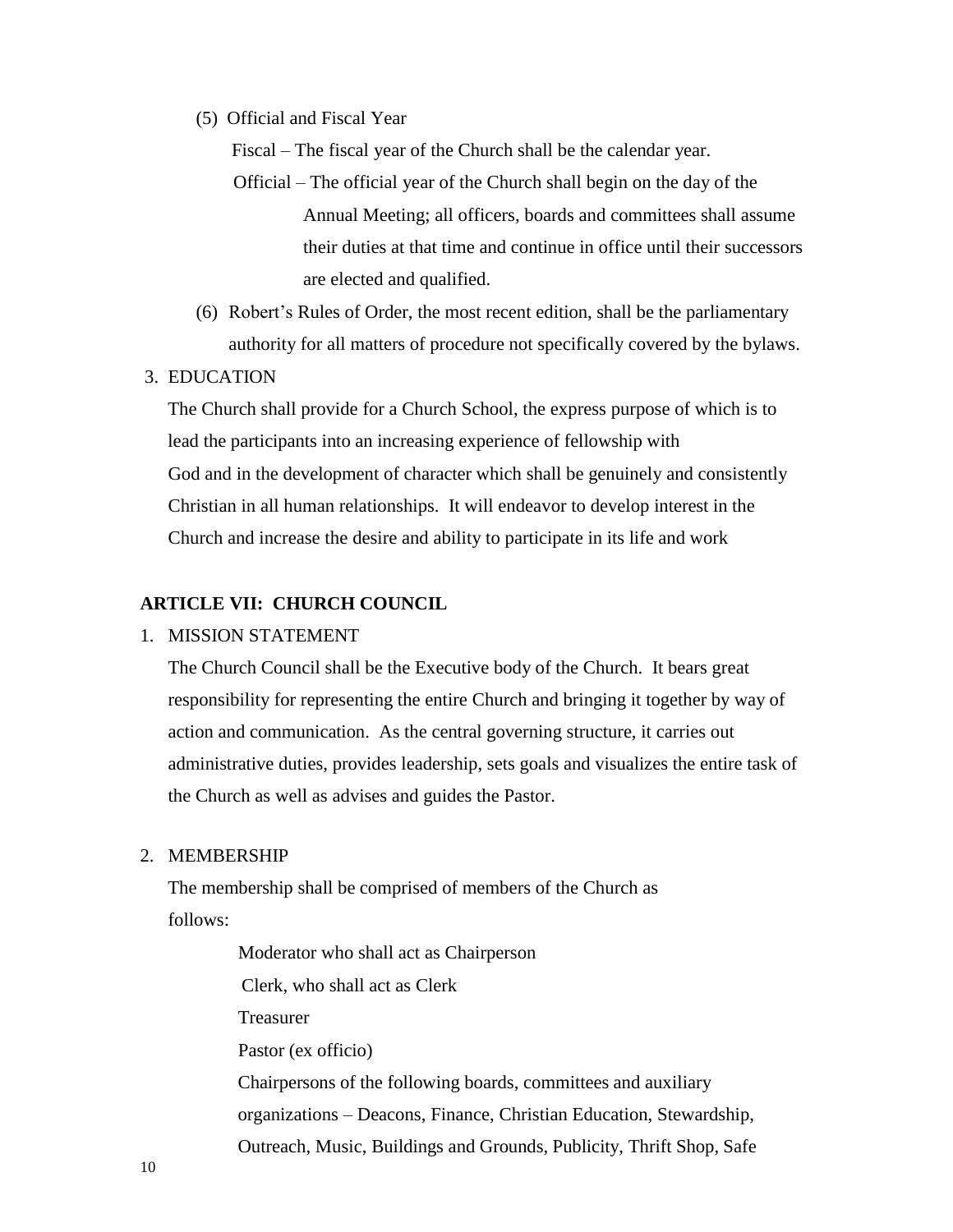(5) Official and Fiscal Year

Fiscal – The fiscal year of the Church shall be the calendar year.

Official – The official year of the Church shall begin on the day of the Annual Meeting; all officers, boards and committees shall assume their duties at that time and continue in office until their successors are elected and qualified.

(6) Robert's Rules of Order, the most recent edition, shall be the parliamentary authority for all matters of procedure not specifically covered by the bylaws.

3. EDUCATION

The Church shall provide for a Church School, the express purpose of which is to lead the participants into an increasing experience of fellowship with God and in the development of character which shall be genuinely and consistently Christian in all human relationships. It will endeavor to develop interest in the Church and increase the desire and ability to participate in its life and work

## ARTICLE VII: CHURCH COUNCIL

1. MISSION STATEMENT

The Church Council shall be the Executive body of the Church. It bears great responsibility for representing the entire Church and bringing it together by way of action and communication. As the central governing structure, it carries out administrative duties, provides leadership, sets goals and visualizes the entire task of the Church as well as advises and guides the Pastor.

2. MEMBERSHIP

The membership shall be comprised of members of the Church as follows:

Moderator who shall act as Chairperson

Clerk, who shall act as Clerk

Treasurer

Pastor (ex officio)

Chairpersons of the following boards, committees and auxiliary organizations – Deacons, Finance, Christian Education, Stewardship, Outreach, Music, Buildings and Grounds, Publicity, Thrift Shop, Safe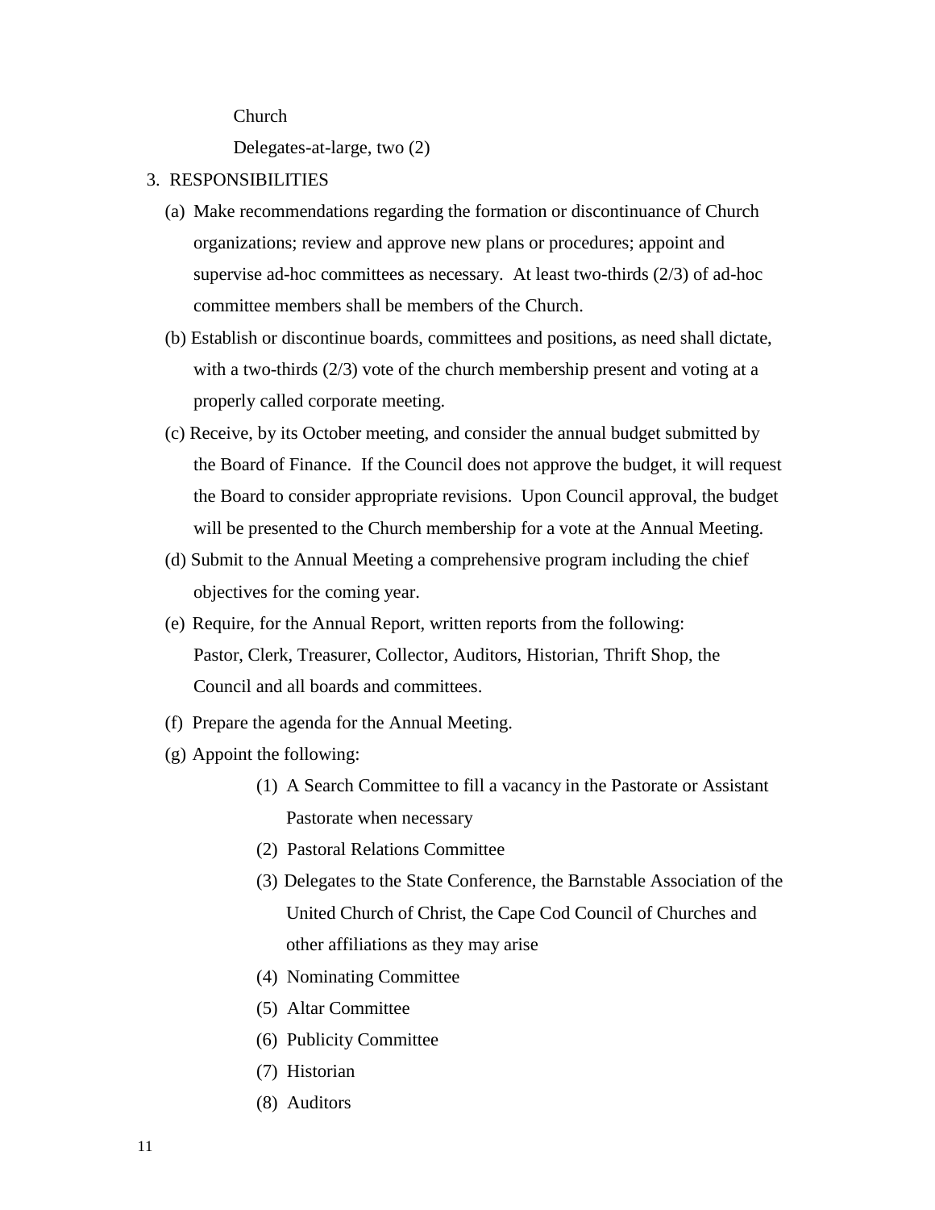Church

Delegates-at-large, two (2)

3. RESPONSIBILITIES

(a) Make recommendations regarding the formation or discontinuance of Church organizations; review and approve new plans or procedures; appoint and supervise ad-hoc committees as necessary. At least two-thirds (2/3) of ad-hoc committee members shall be members of the Church.

(b) Establish or discontinue boards, committees and positions, as need shall dictate, with a two-thirds (2/3) vote of the church membership present and voting at a properly called corporate meeting.

(c) Receive, by its October meeting, and consider the annual budget submitted by the Board of Finance. If the Council does not approve the budget, it will request the Board to consider appropriate revisions. Upon Council approval, the budget will be presented to the Church membership for a vote at the Annual Meeting.

(d) Submit to the Annual Meeting a comprehensive program including the chief objectives for the coming year.

(e) Require, for the Annual Report, written reports from the following: Pastor, Clerk, Treasurer, Collector, Auditors, Historian, Thrift Shop, the Council and all boards and committees.

(f) Prepare the agenda for the Annual Meeting.

(g) Appoint the following:

(1) A Search Committee to fill a vacancy in the Pastorate or Assistant Pastorate when necessary

(2) Pastoral Relations Committee

(3) Delegates to the State Conference, the Barnstable Association of the United Church of Christ, the Cape Cod Council of Churches and other affiliations as they may arise

(4) Nominating Committee

(5) Altar Committee

(6) Publicity Committee

(7) Historian

(8) Auditors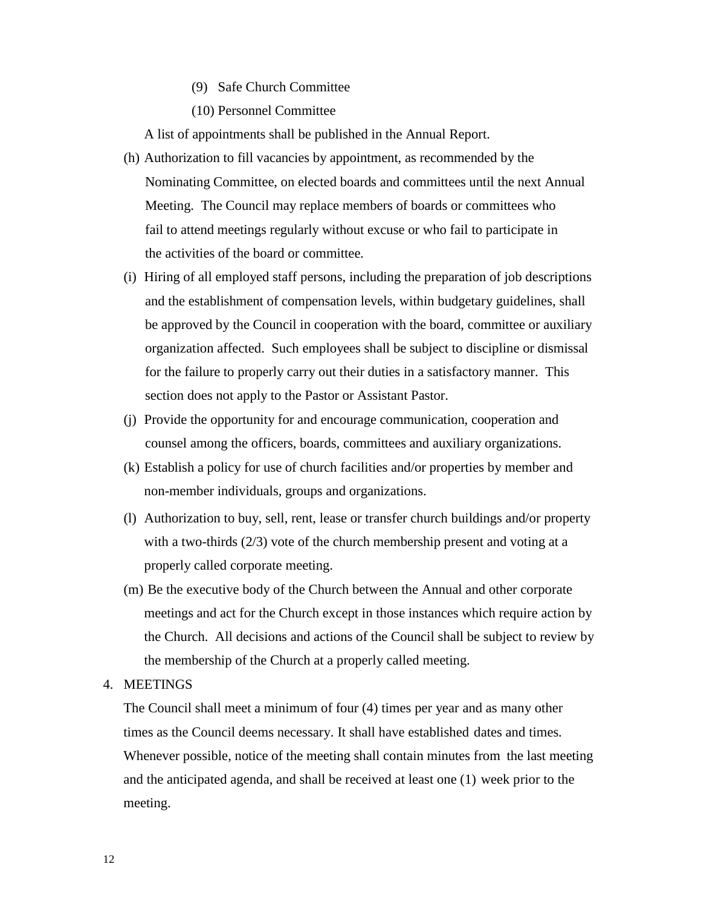(9) Safe Church Committee

(10) Personnel Committee

A list of appointments shall be published in the Annual Report.

(h) Authorization to fill vacancies by appointment, as recommended by the Nominating Committee, on elected boards and committees until the next Annual Meeting. The Council may replace members of boards or committees who fail to attend meetings regularly without excuse or who fail to participate in the activities of the board or committee.

(i) Hiring of all employed staff persons, including the preparation of job descriptions and the establishment of compensation levels, within budgetary guidelines, shall be approved by the Council in cooperation with the board, committee or auxiliary organization affected. Such employees shall be subject to discipline or dismissal for the failure to properly carry out their duties in a satisfactory manner. This section does not apply to the Pastor or Assistant Pastor.

(j) Provide the opportunity for and encourage communication, cooperation and counsel among the officers, boards, committees and auxiliary organizations.

(k) Establish a policy for use of church facilities and/or properties by member and non-member individuals, groups and organizations.

(l) Authorization to buy, sell, rent, lease or transfer church buildings and/or property with a two-thirds (2/3) vote of the church membership present and voting at a properly called corporate meeting.

(m) Be the executive body of the Church between the Annual and other corporate meetings and act for the Church except in those instances which require action by the Church. All decisions and actions of the Council shall be subject to review by the membership of the Church at a properly called meeting.

4. MEETINGS

The Council shall meet a minimum of four (4) times per year and as many other times as the Council deems necessary. It shall have established dates and times. Whenever possible, notice of the meeting shall contain minutes from the last meeting and the anticipated agenda, and shall be received at least one (1) week prior to the meeting.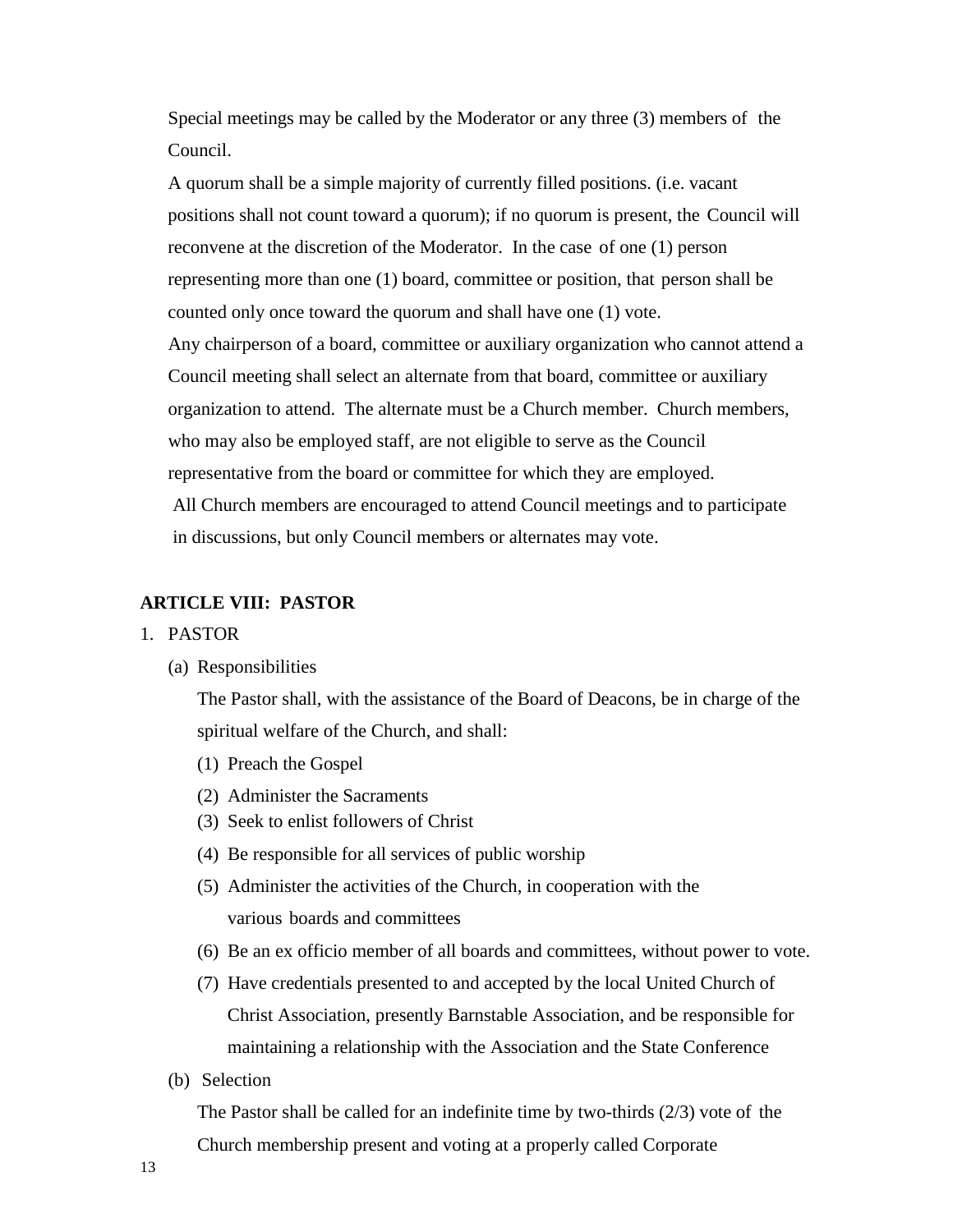Special meetings may be called by the Moderator or any three (3) members of the Council.

A quorum shall be a simple majority of currently filled positions. (i.e. vacant positions shall not count toward a quorum); if no quorum is present, the Council will reconvene at the discretion of the Moderator. In the case of one (1) person representing more than one (1) board, committee or position, that person shall be counted only once toward the quorum and shall have one (1) vote.

Any chairperson of a board, committee or auxiliary organization who cannot attend a Council meeting shall select an alternate from that board, committee or auxiliary organization to attend. The alternate must be a Church member. Church members, who may also be employed staff, are not eligible to serve as the Council representative from the board or committee for which they are employed.

All Church members are encouraged to attend Council meetings and to participate in discussions, but only Council members or alternates may vote.

## ARTICLE VIII: PASTOR

1. PASTOR
   - (a) Responsibilities

     The Pastor shall, with the assistance of the Board of Deacons, be in charge of the spiritual welfare of the Church, and shall:

     1. Preach the Gospel
     2. Administer the Sacraments
     3. Seek to enlist followers of Christ
     4. Be responsible for all services of public worship
     5. Administer the activities of the Church, in cooperation with the various boards and committees
     6. Be an ex officio member of all boards and committees, without power to vote.
     7. Have credentials presented to and accepted by the local United Church of Christ Association, presently Barnstable Association, and be responsible for maintaining a relationship with the Association and the State Conference
   - (b) Selection

     The Pastor shall be called for an indefinite time by two-thirds (2/3) vote of the Church membership present and voting at a properly called Corporate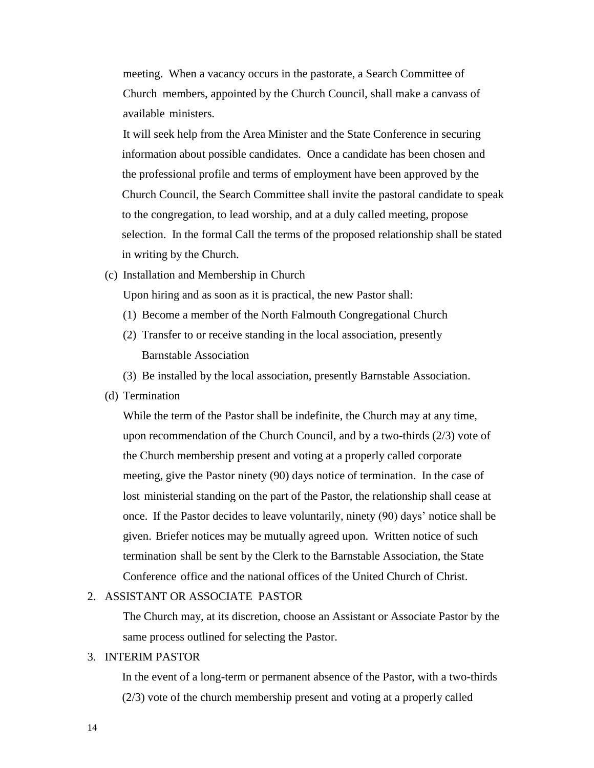meeting. When a vacancy occurs in the pastorate, a Search Committee of Church members, appointed by the Church Council, shall make a canvass of available ministers.

It will seek help from the Area Minister and the State Conference in securing information about possible candidates. Once a candidate has been chosen and the professional profile and terms of employment have been approved by the Church Council, the Search Committee shall invite the pastoral candidate to speak to the congregation, to lead worship, and at a duly called meeting, propose selection. In the formal Call the terms of the proposed relationship shall be stated in writing by the Church.

(c) Installation and Membership in Church

Upon hiring and as soon as it is practical, the new Pastor shall:

(1) Become a member of the North Falmouth Congregational Church

(2) Transfer to or receive standing in the local association, presently Barnstable Association

(3) Be installed by the local association, presently Barnstable Association.

(d) Termination

While the term of the Pastor shall be indefinite, the Church may at any time, upon recommendation of the Church Council, and by a two-thirds (2/3) vote of the Church membership present and voting at a properly called corporate meeting, give the Pastor ninety (90) days notice of termination. In the case of lost ministerial standing on the part of the Pastor, the relationship shall cease at once. If the Pastor decides to leave voluntarily, ninety (90) days' notice shall be given. Briefer notices may be mutually agreed upon. Written notice of such termination shall be sent by the Clerk to the Barnstable Association, the State Conference office and the national offices of the United Church of Christ.

2. ASSISTANT OR ASSOCIATE PASTOR

The Church may, at its discretion, choose an Assistant or Associate Pastor by the same process outlined for selecting the Pastor.

3. INTERIM PASTOR

In the event of a long-term or permanent absence of the Pastor, with a two-thirds (2/3) vote of the church membership present and voting at a properly called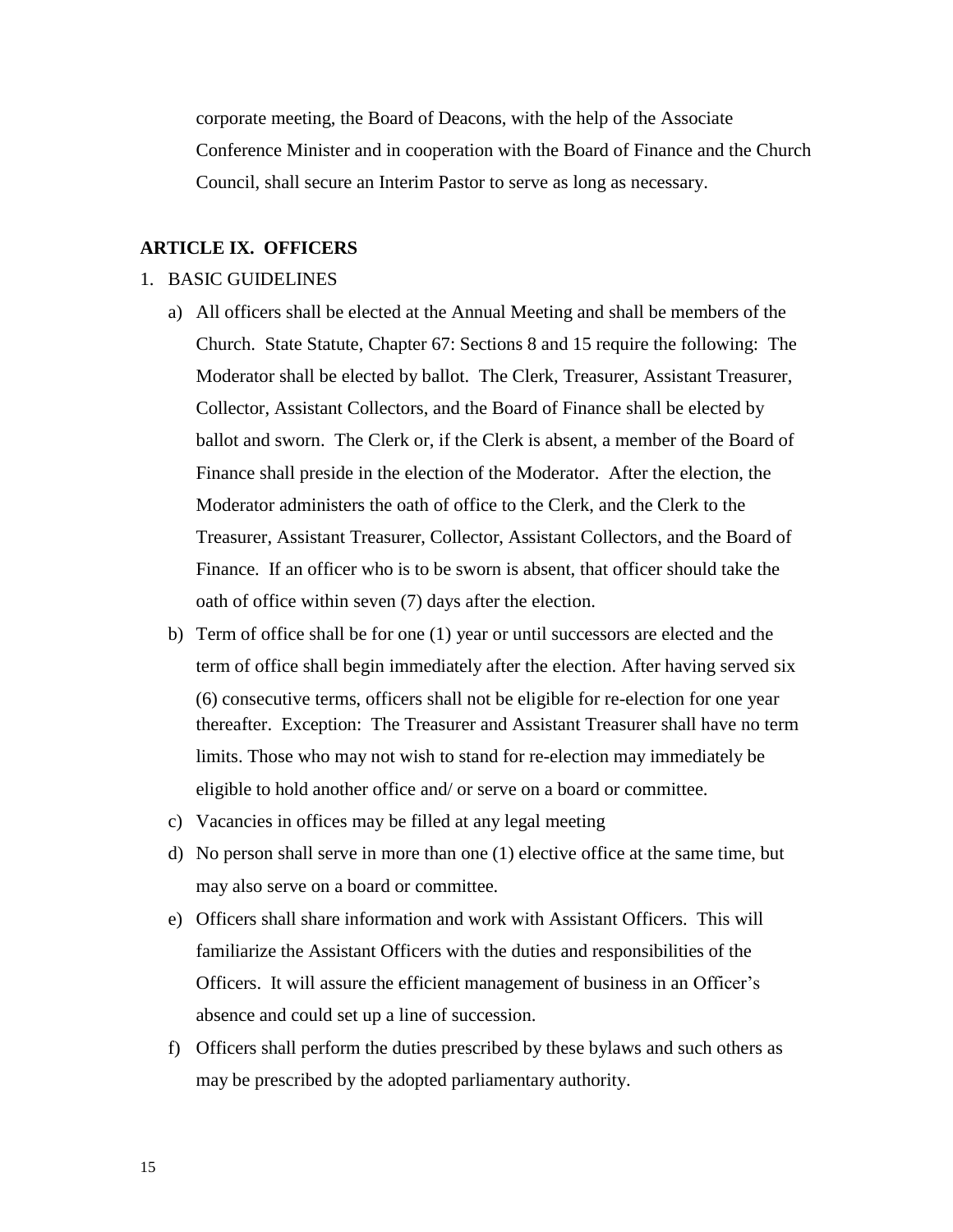corporate meeting, the Board of Deacons, with the help of the Associate Conference Minister and in cooperation with the Board of Finance and the Church Council, shall secure an Interim Pastor to serve as long as necessary.

## ARTICLE IX. OFFICERS

1. BASIC GUIDELINES

   a) All officers shall be elected at the Annual Meeting and shall be members of the Church. State Statute, Chapter 67: Sections 8 and 15 require the following: The Moderator shall be elected by ballot. The Clerk, Treasurer, Assistant Treasurer, Collector, Assistant Collectors, and the Board of Finance shall be elected by ballot and sworn. The Clerk or, if the Clerk is absent, a member of the Board of Finance shall preside in the election of the Moderator. After the election, the Moderator administers the oath of office to the Clerk, and the Clerk to the Treasurer, Assistant Treasurer, Collector, Assistant Collectors, and the Board of Finance. If an officer who is to be sworn is absent, that officer should take the oath of office within seven (7) days after the election.

   b) Term of office shall be for one (1) year or until successors are elected and the term of office shall begin immediately after the election. After having served six (6) consecutive terms, officers shall not be eligible for re-election for one year thereafter. Exception: The Treasurer and Assistant Treasurer shall have no term limits. Those who may not wish to stand for re-election may immediately be eligible to hold another office and/ or serve on a board or committee.

   c) Vacancies in offices may be filled at any legal meeting

   d) No person shall serve in more than one (1) elective office at the same time, but may also serve on a board or committee.

   e) Officers shall share information and work with Assistant Officers. This will familiarize the Assistant Officers with the duties and responsibilities of the Officers. It will assure the efficient management of business in an Officer's absence and could set up a line of succession.

   f) Officers shall perform the duties prescribed by these bylaws and such others as may be prescribed by the adopted parliamentary authority.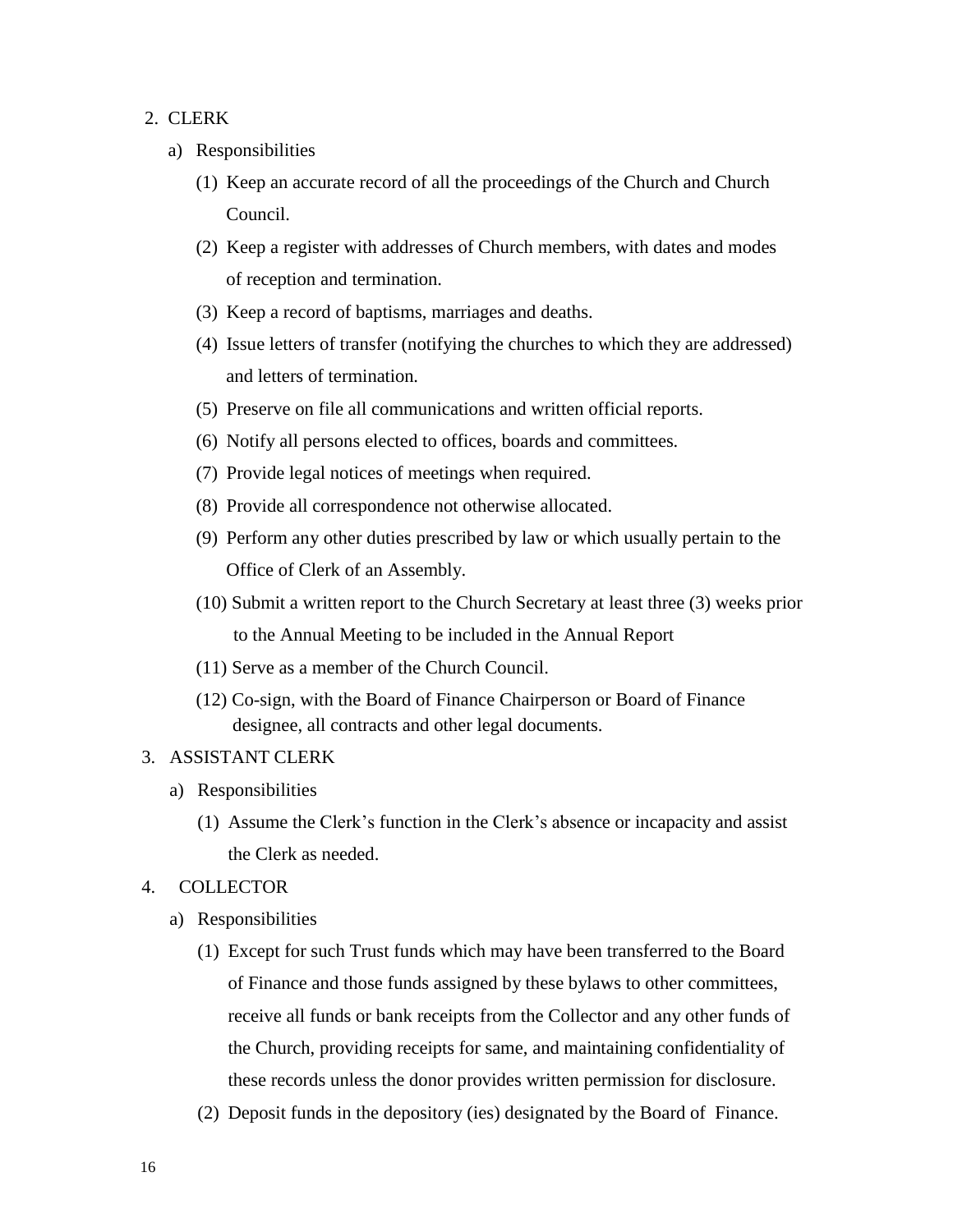2. CLERK

   a) Responsibilities

      (1) Keep an accurate record of all the proceedings of the Church and Church Council.

      (2) Keep a register with addresses of Church members, with dates and modes of reception and termination.

      (3) Keep a record of baptisms, marriages and deaths.

      (4) Issue letters of transfer (notifying the churches to which they are addressed) and letters of termination.

      (5) Preserve on file all communications and written official reports.

      (6) Notify all persons elected to offices, boards and committees.

      (7) Provide legal notices of meetings when required.

      (8) Provide all correspondence not otherwise allocated.

      (9) Perform any other duties prescribed by law or which usually pertain to the Office of Clerk of an Assembly.

      (10) Submit a written report to the Church Secretary at least three (3) weeks prior to the Annual Meeting to be included in the Annual Report

      (11) Serve as a member of the Church Council.

      (12) Co-sign, with the Board of Finance Chairperson or Board of Finance designee, all contracts and other legal documents.

3. ASSISTANT CLERK

   a) Responsibilities

      (1) Assume the Clerk's function in the Clerk's absence or incapacity and assist the Clerk as needed.

4. COLLECTOR

   a) Responsibilities

      (1) Except for such Trust funds which may have been transferred to the Board of Finance and those funds assigned by these bylaws to other committees, receive all funds or bank receipts from the Collector and any other funds of the Church, providing receipts for same, and maintaining confidentiality of these records unless the donor provides written permission for disclosure.

      (2) Deposit funds in the depository (ies) designated by the Board of Finance.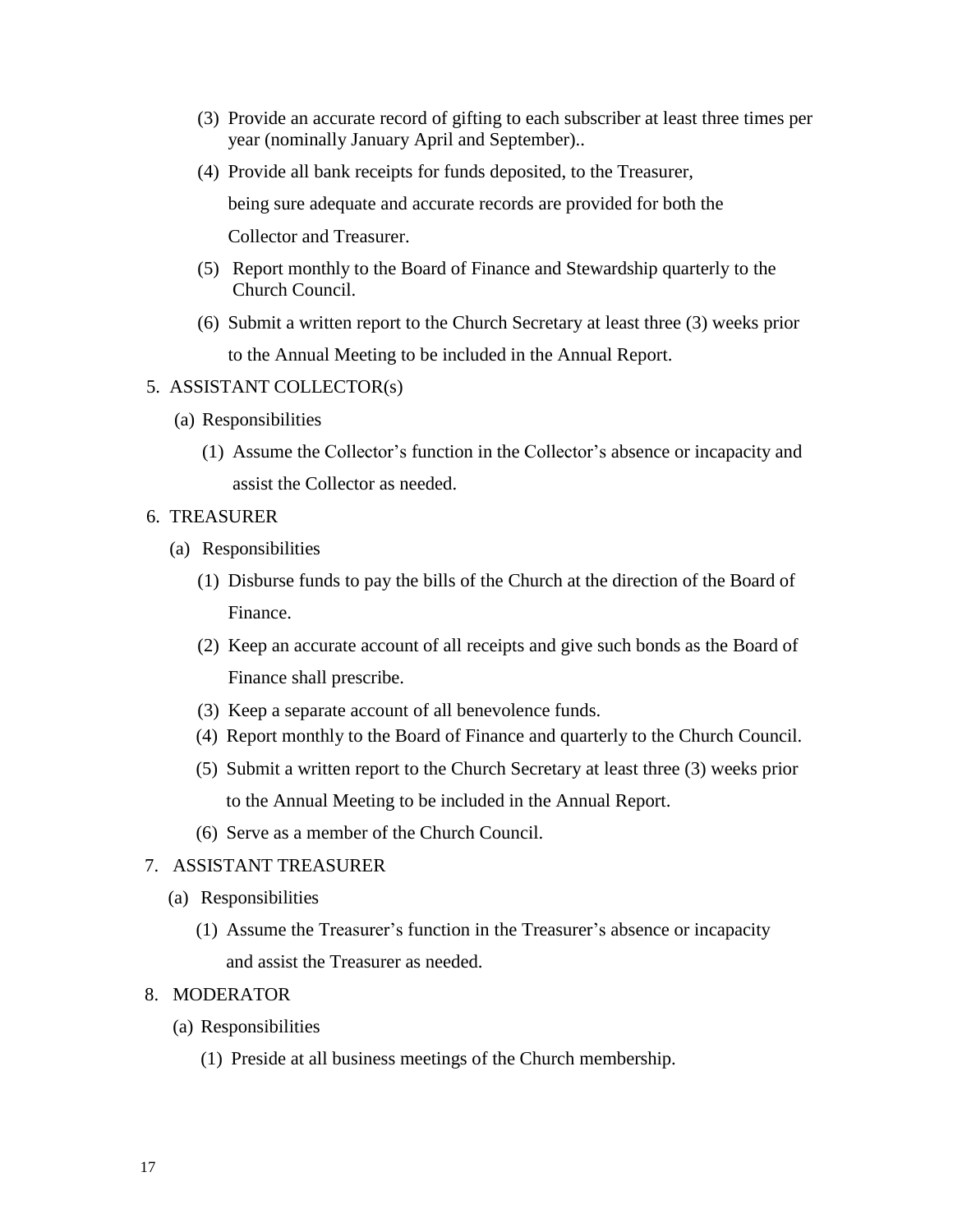(3) Provide an accurate record of gifting to each subscriber at least three times per year (nominally January April and September)..

(4) Provide all bank receipts for funds deposited, to the Treasurer, being sure adequate and accurate records are provided for both the Collector and Treasurer.

(5) Report monthly to the Board of Finance and Stewardship quarterly to the Church Council.

(6) Submit a written report to the Church Secretary at least three (3) weeks prior to the Annual Meeting to be included in the Annual Report.

5. ASSISTANT COLLECTOR(s)

   (a) Responsibilities

   (1) Assume the Collector's function in the Collector's absence or incapacity and assist the Collector as needed.

6. TREASURER

   (a) Responsibilities

   (1) Disburse funds to pay the bills of the Church at the direction of the Board of Finance.

   (2) Keep an accurate account of all receipts and give such bonds as the Board of Finance shall prescribe.

   (3) Keep a separate account of all benevolence funds.

   (4) Report monthly to the Board of Finance and quarterly to the Church Council.

   (5) Submit a written report to the Church Secretary at least three (3) weeks prior to the Annual Meeting to be included in the Annual Report.

   (6) Serve as a member of the Church Council.

7. ASSISTANT TREASURER

   (a) Responsibilities

   (1) Assume the Treasurer's function in the Treasurer's absence or incapacity and assist the Treasurer as needed.

8. MODERATOR

   (a) Responsibilities

   (1) Preside at all business meetings of the Church membership.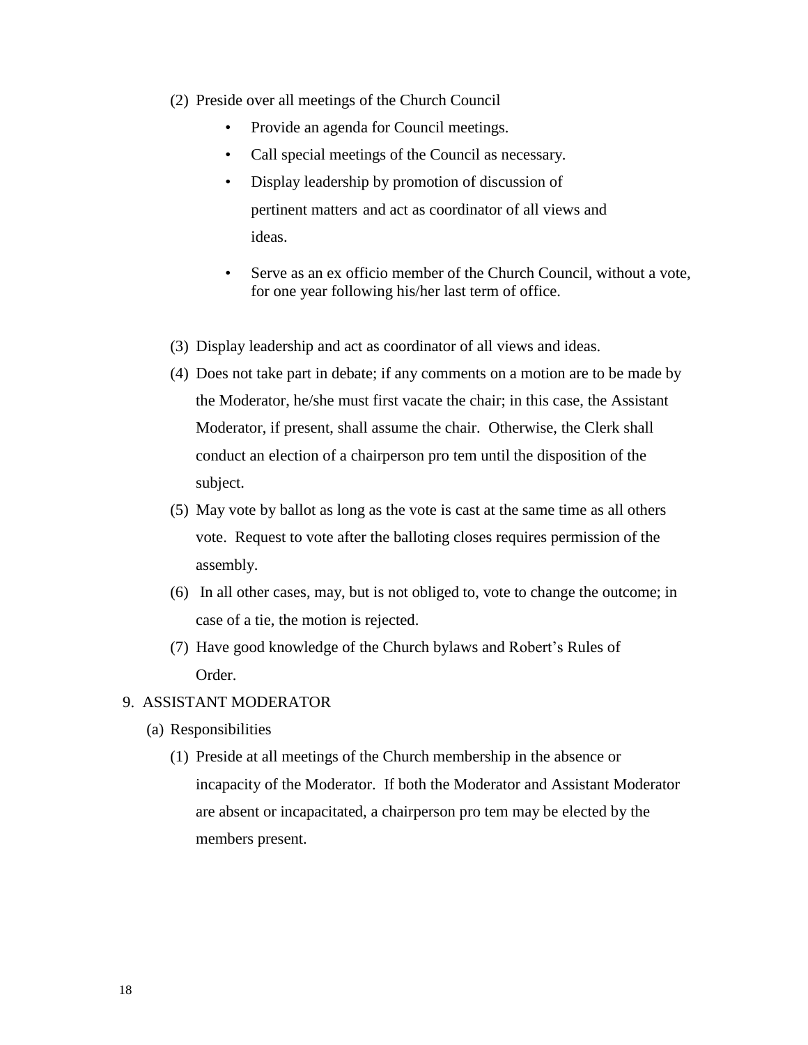(2) Preside over all meetings of the Church Council
   - Provide an agenda for Council meetings.
   - Call special meetings of the Council as necessary.
   - Display leadership by promotion of discussion of pertinent matters and act as coordinator of all views and ideas.
   - Serve as an ex officio member of the Church Council, without a vote, for one year following his/her last term of office.

(3) Display leadership and act as coordinator of all views and ideas.

(4) Does not take part in debate; if any comments on a motion are to be made by the Moderator, he/she must first vacate the chair; in this case, the Assistant Moderator, if present, shall assume the chair. Otherwise, the Clerk shall conduct an election of a chairperson pro tem until the disposition of the subject.

(5) May vote by ballot as long as the vote is cast at the same time as all others vote. Request to vote after the balloting closes requires permission of the assembly.

(6) In all other cases, may, but is not obliged to, vote to change the outcome; in case of a tie, the motion is rejected.

(7) Have good knowledge of the Church bylaws and Robert's Rules of Order.

9. ASSISTANT MODERATOR

(a) Responsibilities

(1) Preside at all meetings of the Church membership in the absence or incapacity of the Moderator. If both the Moderator and Assistant Moderator are absent or incapacitated, a chairperson pro tem may be elected by the members present.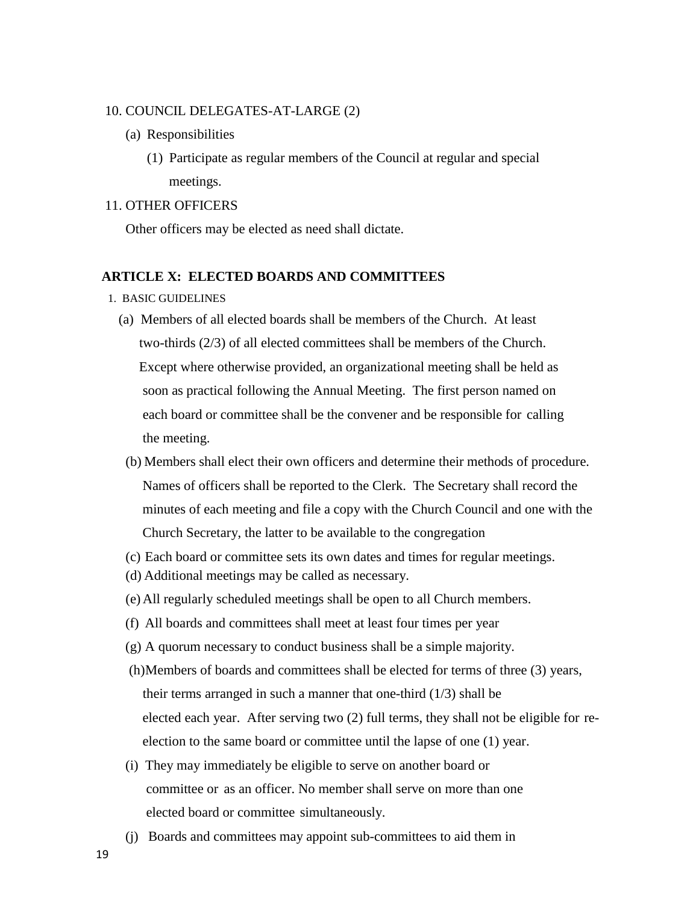10. COUNCIL DELEGATES-AT-LARGE (2)

    (a) Responsibilities

        (1) Participate as regular members of the Council at regular and special meetings.

11. OTHER OFFICERS

    Other officers may be elected as need shall dictate.

## ARTICLE X: ELECTED BOARDS AND COMMITTEES

1. BASIC GUIDELINES

   (a) Members of all elected boards shall be members of the Church. At least two-thirds (2/3) of all elected committees shall be members of the Church. Except where otherwise provided, an organizational meeting shall be held as soon as practical following the Annual Meeting. The first person named on each board or committee shall be the convener and be responsible for calling the meeting.

   (b) Members shall elect their own officers and determine their methods of procedure. Names of officers shall be reported to the Clerk. The Secretary shall record the minutes of each meeting and file a copy with the Church Council and one with the Church Secretary, the latter to be available to the congregation

   (c) Each board or committee sets its own dates and times for regular meetings.

   (d) Additional meetings may be called as necessary.

   (e) All regularly scheduled meetings shall be open to all Church members.

   (f) All boards and committees shall meet at least four times per year

   (g) A quorum necessary to conduct business shall be a simple majority.

   (h) Members of boards and committees shall be elected for terms of three (3) years, their terms arranged in such a manner that one-third (1/3) shall be elected each year. After serving two (2) full terms, they shall not be eligible for re-election to the same board or committee until the lapse of one (1) year.

   (i) They may immediately be eligible to serve on another board or committee or as an officer. No member shall serve on more than one elected board or committee simultaneously.

   (j) Boards and committees may appoint sub-committees to aid them in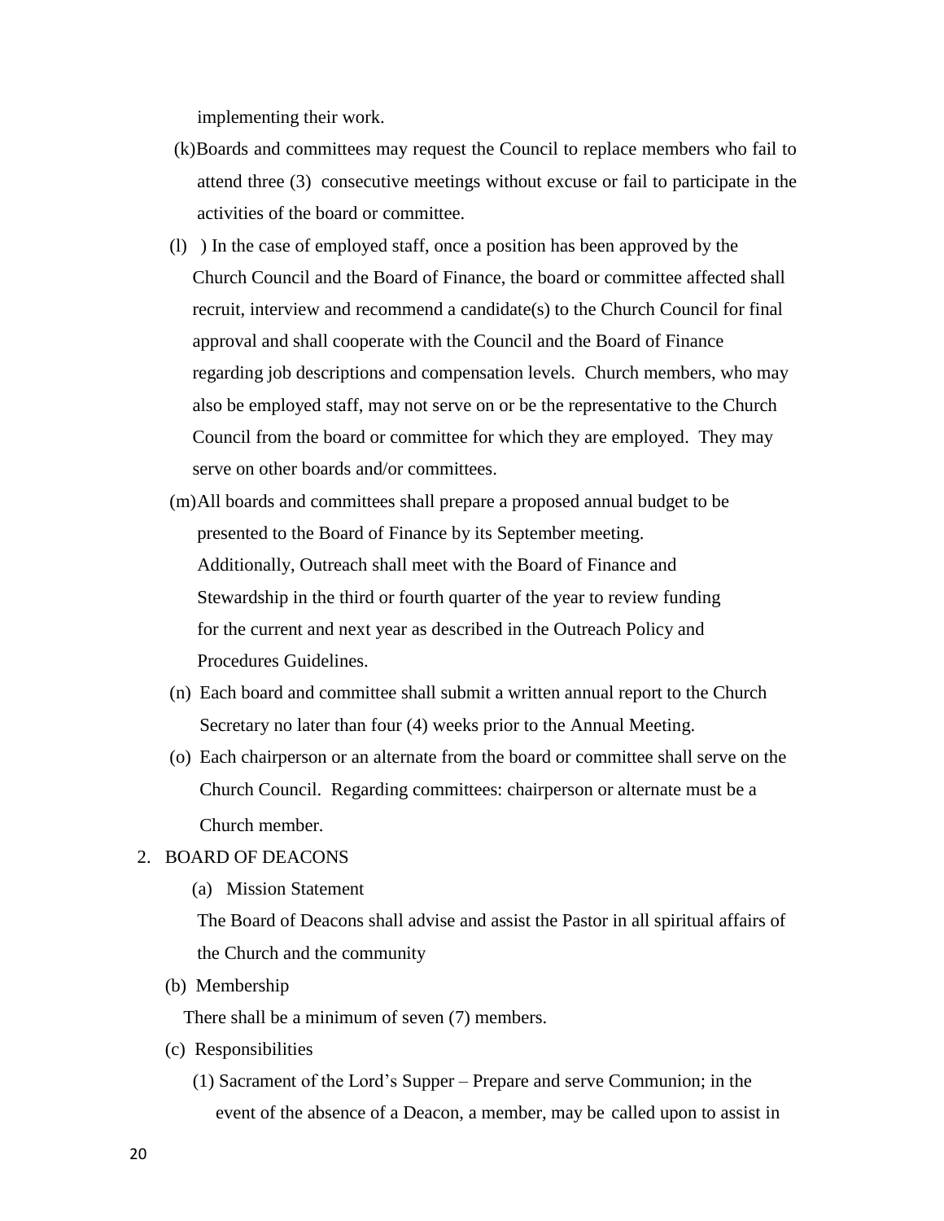implementing their work.

(k) Boards and committees may request the Council to replace members who fail to attend three (3) consecutive meetings without excuse or fail to participate in the activities of the board or committee.

(l) ) In the case of employed staff, once a position has been approved by the Church Council and the Board of Finance, the board or committee affected shall recruit, interview and recommend a candidate(s) to the Church Council for final approval and shall cooperate with the Council and the Board of Finance regarding job descriptions and compensation levels. Church members, who may also be employed staff, may not serve on or be the representative to the Church Council from the board or committee for which they are employed. They may serve on other boards and/or committees.

(m) All boards and committees shall prepare a proposed annual budget to be presented to the Board of Finance by its September meeting. Additionally, Outreach shall meet with the Board of Finance and Stewardship in the third or fourth quarter of the year to review funding for the current and next year as described in the Outreach Policy and Procedures Guidelines.

(n) Each board and committee shall submit a written annual report to the Church Secretary no later than four (4) weeks prior to the Annual Meeting.

(o) Each chairperson or an alternate from the board or committee shall serve on the Church Council. Regarding committees: chairperson or alternate must be a Church member.

2. BOARD OF DEACONS

(a) Mission Statement

The Board of Deacons shall advise and assist the Pastor in all spiritual affairs of the Church and the community

(b) Membership

There shall be a minimum of seven (7) members.

(c) Responsibilities

(1) Sacrament of the Lord's Supper – Prepare and serve Communion; in the event of the absence of a Deacon, a member, may be called upon to assist in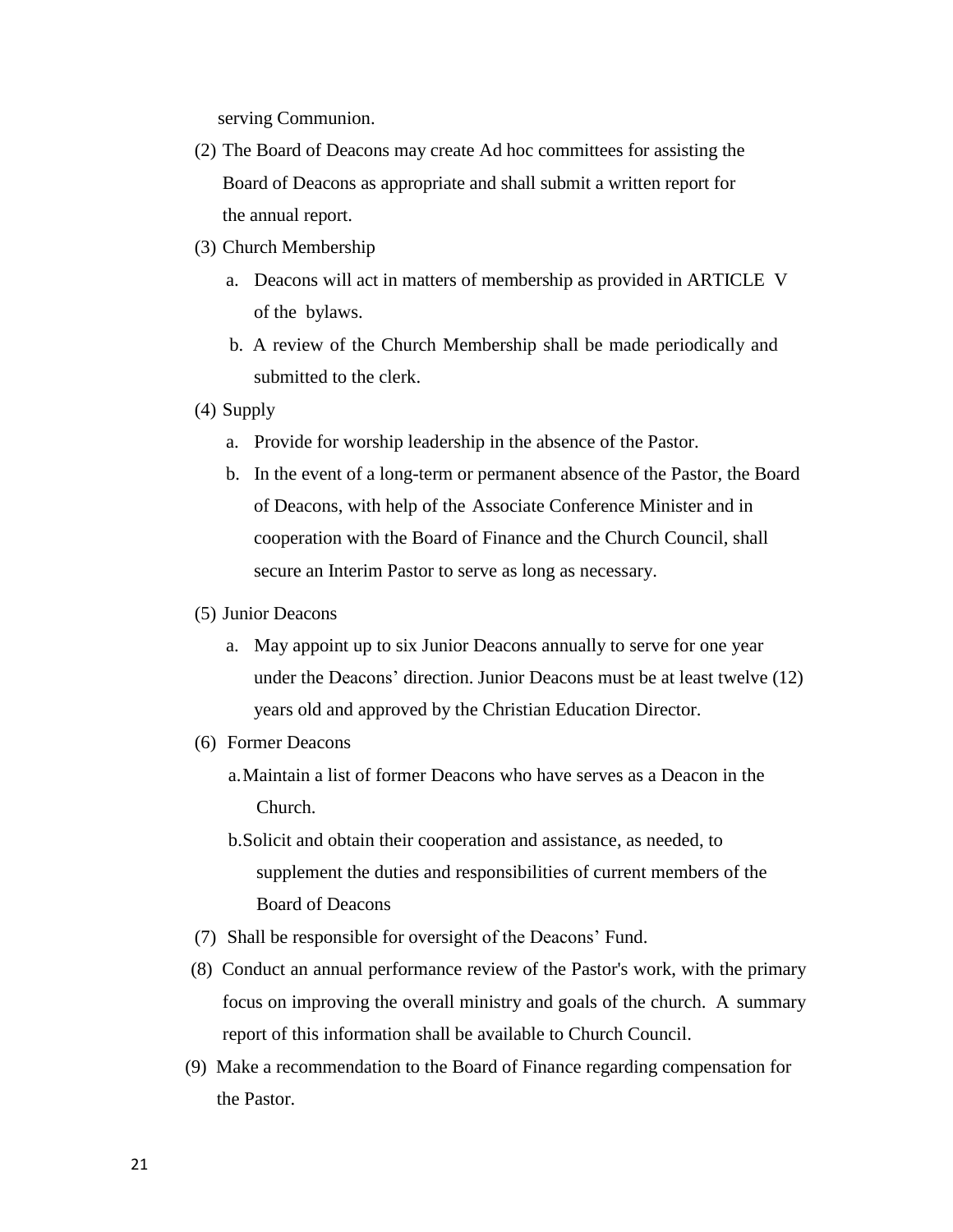serving Communion.

(2) The Board of Deacons may create Ad hoc committees for assisting the Board of Deacons as appropriate and shall submit a written report for the annual report.

(3) Church Membership

   a. Deacons will act in matters of membership as provided in ARTICLE V of the bylaws.

   b. A review of the Church Membership shall be made periodically and submitted to the clerk.

(4) Supply

   a. Provide for worship leadership in the absence of the Pastor.

   b. In the event of a long-term or permanent absence of the Pastor, the Board of Deacons, with help of the Associate Conference Minister and in cooperation with the Board of Finance and the Church Council, shall secure an Interim Pastor to serve as long as necessary.

(5) Junior Deacons

   a. May appoint up to six Junior Deacons annually to serve for one year under the Deacons' direction. Junior Deacons must be at least twelve (12) years old and approved by the Christian Education Director.

(6) Former Deacons

   a. Maintain a list of former Deacons who have serves as a Deacon in the Church.

   b. Solicit and obtain their cooperation and assistance, as needed, to supplement the duties and responsibilities of current members of the Board of Deacons

(7) Shall be responsible for oversight of the Deacons' Fund.

(8) Conduct an annual performance review of the Pastor's work, with the primary focus on improving the overall ministry and goals of the church. A summary report of this information shall be available to Church Council.

(9) Make a recommendation to the Board of Finance regarding compensation for the Pastor.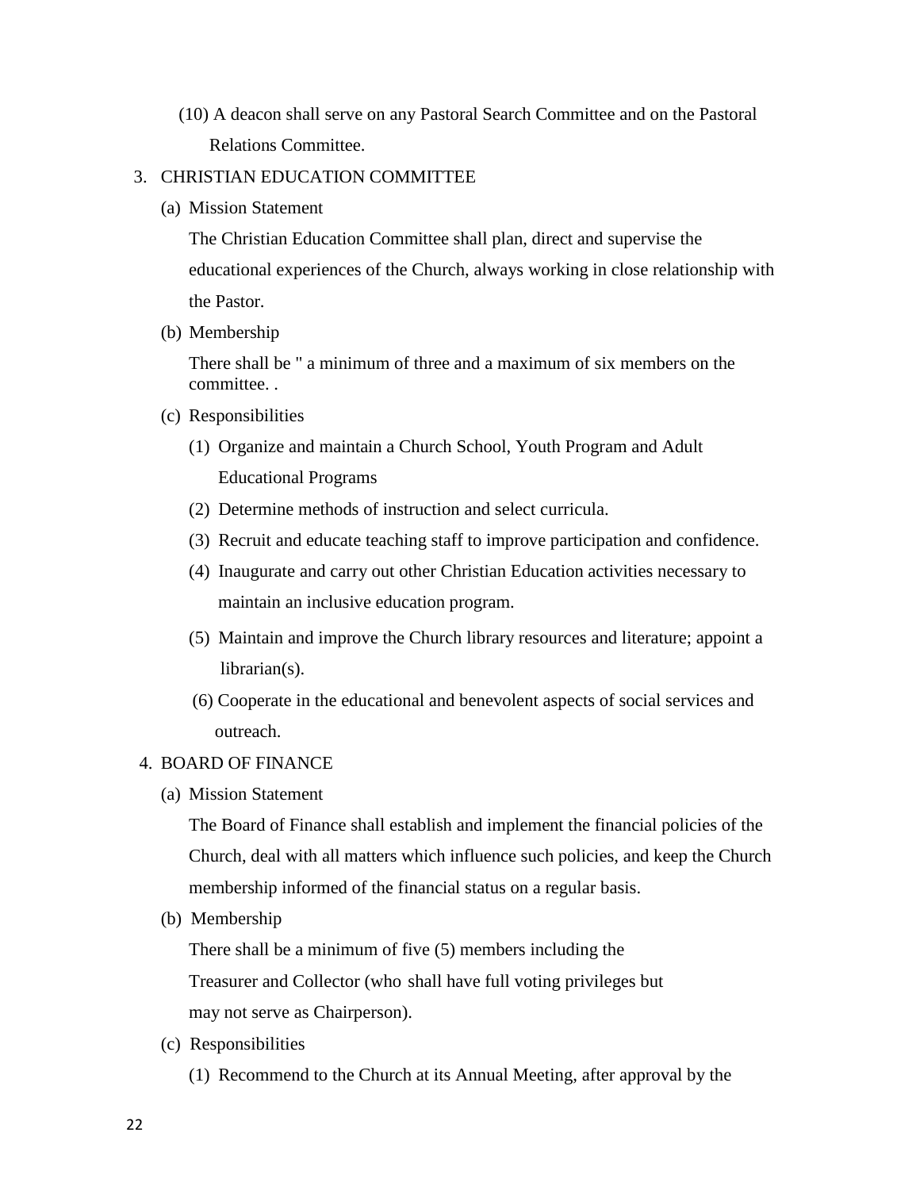(10) A deacon shall serve on any Pastoral Search Committee and on the Pastoral Relations Committee.

3. CHRISTIAN EDUCATION COMMITTEE

   (a) Mission Statement

   The Christian Education Committee shall plan, direct and supervise the educational experiences of the Church, always working in close relationship with the Pastor.

   (b) Membership

   There shall be " a minimum of three and a maximum of six members on the committee. .

   (c) Responsibilities

   (1) Organize and maintain a Church School, Youth Program and Adult Educational Programs

   (2) Determine methods of instruction and select curricula.

   (3) Recruit and educate teaching staff to improve participation and confidence.

   (4) Inaugurate and carry out other Christian Education activities necessary to maintain an inclusive education program.

   (5) Maintain and improve the Church library resources and literature; appoint a librarian(s).

   (6) Cooperate in the educational and benevolent aspects of social services and outreach.

4. BOARD OF FINANCE

   (a) Mission Statement

   The Board of Finance shall establish and implement the financial policies of the Church, deal with all matters which influence such policies, and keep the Church membership informed of the financial status on a regular basis.

   (b) Membership

   There shall be a minimum of five (5) members including the Treasurer and Collector (who shall have full voting privileges but may not serve as Chairperson).

   (c) Responsibilities

   (1) Recommend to the Church at its Annual Meeting, after approval by the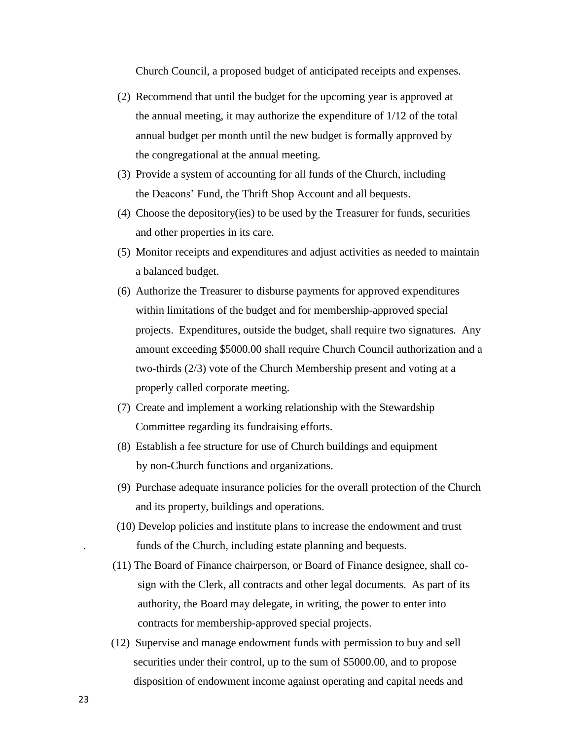Church Council, a proposed budget of anticipated receipts and expenses.

(2) Recommend that until the budget for the upcoming year is approved at the annual meeting, it may authorize the expenditure of 1/12 of the total annual budget per month until the new budget is formally approved by the congregational at the annual meeting.

(3) Provide a system of accounting for all funds of the Church, including the Deacons' Fund, the Thrift Shop Account and all bequests.

(4) Choose the depository(ies) to be used by the Treasurer for funds, securities and other properties in its care.

(5) Monitor receipts and expenditures and adjust activities as needed to maintain a balanced budget.

(6) Authorize the Treasurer to disburse payments for approved expenditures within limitations of the budget and for membership-approved special projects. Expenditures, outside the budget, shall require two signatures. Any amount exceeding $5000.00 shall require Church Council authorization and a two-thirds (2/3) vote of the Church Membership present and voting at a properly called corporate meeting.

(7) Create and implement a working relationship with the Stewardship Committee regarding its fundraising efforts.

(8) Establish a fee structure for use of Church buildings and equipment by non-Church functions and organizations.

(9) Purchase adequate insurance policies for the overall protection of the Church and its property, buildings and operations.

(10) Develop policies and institute plans to increase the endowment and trust funds of the Church, including estate planning and bequests.

(11) The Board of Finance chairperson, or Board of Finance designee, shall co-sign with the Clerk, all contracts and other legal documents. As part of its authority, the Board may delegate, in writing, the power to enter into contracts for membership-approved special projects.

(12) Supervise and manage endowment funds with permission to buy and sell securities under their control, up to the sum of $5000.00, and to propose disposition of endowment income against operating and capital needs and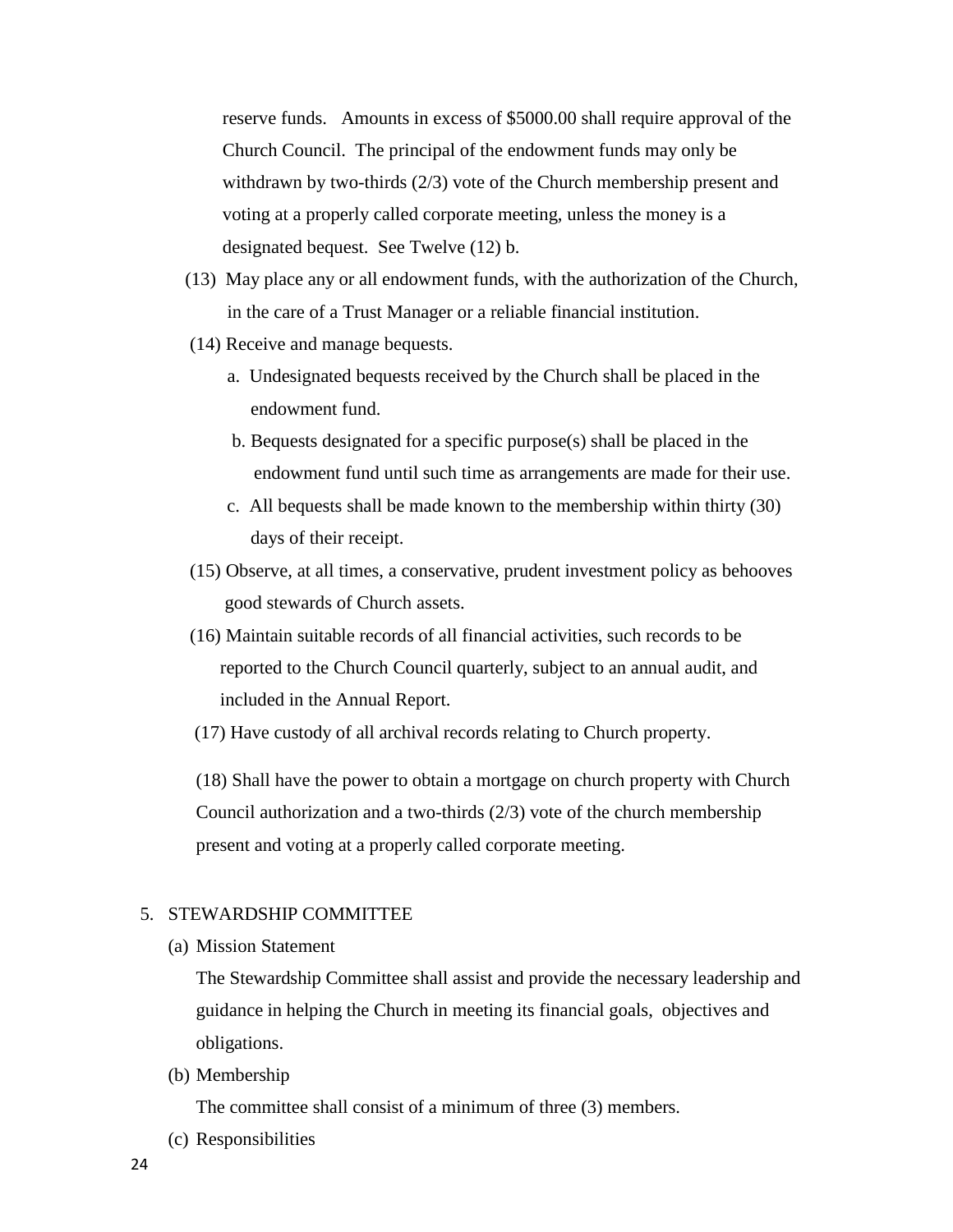reserve funds. Amounts in excess of $5000.00 shall require approval of the Church Council. The principal of the endowment funds may only be withdrawn by two-thirds (2/3) vote of the Church membership present and voting at a properly called corporate meeting, unless the money is a designated bequest. See Twelve (12) b.

(13) May place any or all endowment funds, with the authorization of the Church, in the care of a Trust Manager or a reliable financial institution.

(14) Receive and manage bequests.

  a. Undesignated bequests received by the Church shall be placed in the endowment fund.

  b. Bequests designated for a specific purpose(s) shall be placed in the endowment fund until such time as arrangements are made for their use.

  c. All bequests shall be made known to the membership within thirty (30) days of their receipt.

(15) Observe, at all times, a conservative, prudent investment policy as behooves good stewards of Church assets.

(16) Maintain suitable records of all financial activities, such records to be reported to the Church Council quarterly, subject to an annual audit, and included in the Annual Report.

(17) Have custody of all archival records relating to Church property.

(18) Shall have the power to obtain a mortgage on church property with Church Council authorization and a two-thirds (2/3) vote of the church membership present and voting at a properly called corporate meeting.

5. STEWARDSHIP COMMITTEE

(a) Mission Statement

The Stewardship Committee shall assist and provide the necessary leadership and guidance in helping the Church in meeting its financial goals, objectives and obligations.

(b) Membership

The committee shall consist of a minimum of three (3) members.

(c) Responsibilities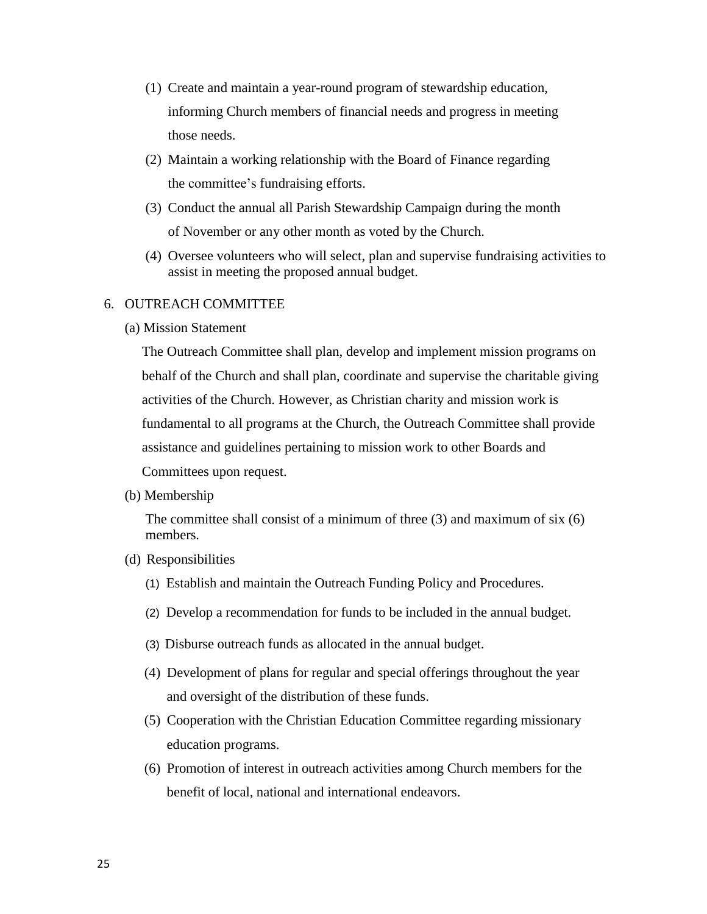(1) Create and maintain a year-round program of stewardship education, informing Church members of financial needs and progress in meeting those needs.

(2) Maintain a working relationship with the Board of Finance regarding the committee's fundraising efforts.

(3) Conduct the annual all Parish Stewardship Campaign during the month of November or any other month as voted by the Church.

(4) Oversee volunteers who will select, plan and supervise fundraising activities to assist in meeting the proposed annual budget.

6. OUTREACH COMMITTEE

(a) Mission Statement

The Outreach Committee shall plan, develop and implement mission programs on behalf of the Church and shall plan, coordinate and supervise the charitable giving activities of the Church. However, as Christian charity and mission work is fundamental to all programs at the Church, the Outreach Committee shall provide assistance and guidelines pertaining to mission work to other Boards and Committees upon request.

(b) Membership

The committee shall consist of a minimum of three (3) and maximum of six (6) members.

(d) Responsibilities

(1) Establish and maintain the Outreach Funding Policy and Procedures.

(2) Develop a recommendation for funds to be included in the annual budget.

(3) Disburse outreach funds as allocated in the annual budget.

(4) Development of plans for regular and special offerings throughout the year and oversight of the distribution of these funds.

(5) Cooperation with the Christian Education Committee regarding missionary education programs.

(6) Promotion of interest in outreach activities among Church members for the benefit of local, national and international endeavors.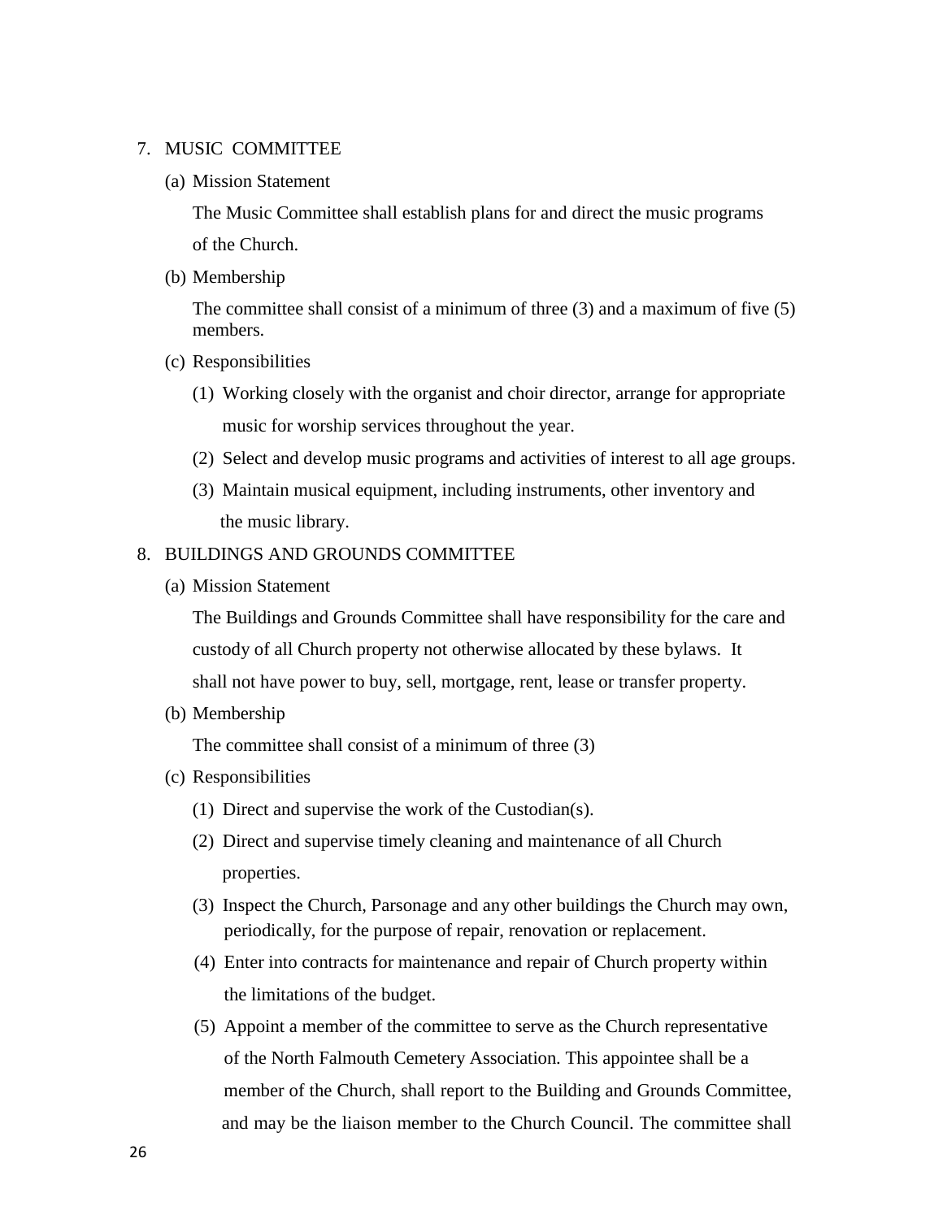7. MUSIC COMMITTEE

   (a) Mission Statement

   The Music Committee shall establish plans for and direct the music programs of the Church.

   (b) Membership

   The committee shall consist of a minimum of three (3) and a maximum of five (5) members.

   (c) Responsibilities

   (1) Working closely with the organist and choir director, arrange for appropriate music for worship services throughout the year.

   (2) Select and develop music programs and activities of interest to all age groups.

   (3) Maintain musical equipment, including instruments, other inventory and the music library.

8. BUILDINGS AND GROUNDS COMMITTEE

   (a) Mission Statement

   The Buildings and Grounds Committee shall have responsibility for the care and custody of all Church property not otherwise allocated by these bylaws. It shall not have power to buy, sell, mortgage, rent, lease or transfer property.

   (b) Membership

   The committee shall consist of a minimum of three (3)

   (c) Responsibilities

   (1) Direct and supervise the work of the Custodian(s).

   (2) Direct and supervise timely cleaning and maintenance of all Church properties.

   (3) Inspect the Church, Parsonage and any other buildings the Church may own, periodically, for the purpose of repair, renovation or replacement.

   (4) Enter into contracts for maintenance and repair of Church property within the limitations of the budget.

   (5) Appoint a member of the committee to serve as the Church representative of the North Falmouth Cemetery Association. This appointee shall be a member of the Church, shall report to the Building and Grounds Committee, and may be the liaison member to the Church Council. The committee shall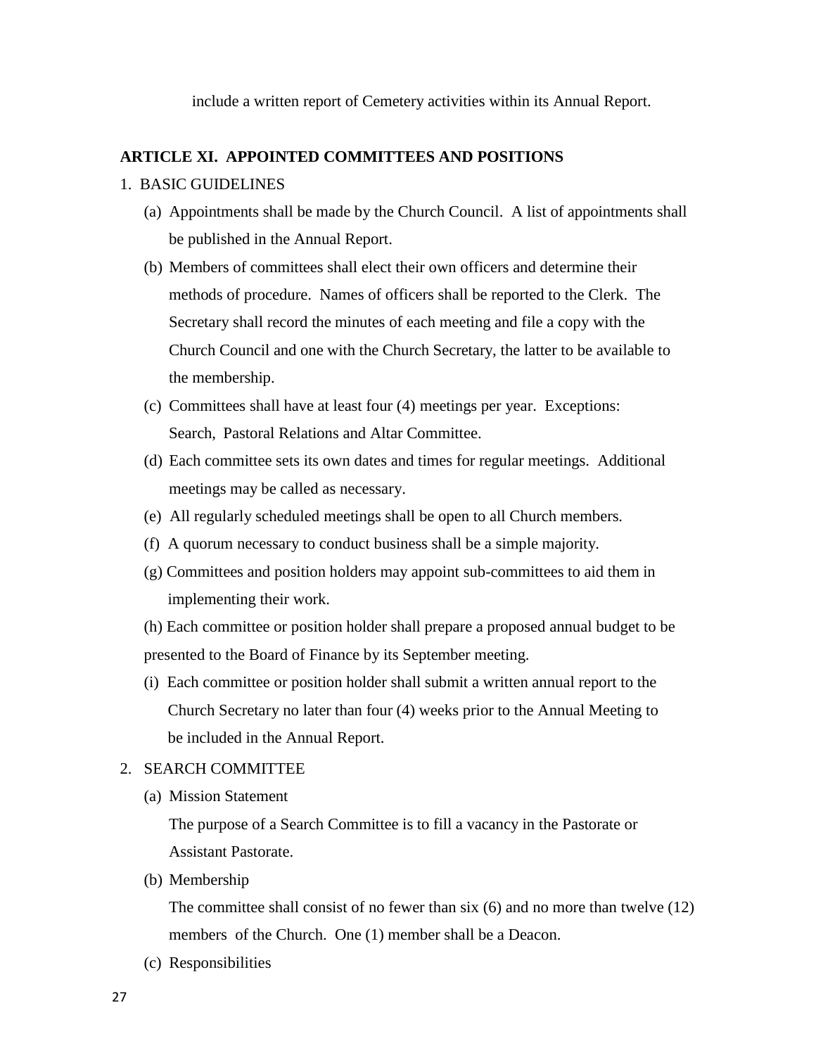include a written report of Cemetery activities within its Annual Report.

## ARTICLE XI. APPOINTED COMMITTEES AND POSITIONS

1. BASIC GUIDELINES
   - (a) Appointments shall be made by the Church Council. A list of appointments shall be published in the Annual Report.
   - (b) Members of committees shall elect their own officers and determine their methods of procedure. Names of officers shall be reported to the Clerk. The Secretary shall record the minutes of each meeting and file a copy with the Church Council and one with the Church Secretary, the latter to be available to the membership.
   - (c) Committees shall have at least four (4) meetings per year. Exceptions: Search, Pastoral Relations and Altar Committee.
   - (d) Each committee sets its own dates and times for regular meetings. Additional meetings may be called as necessary.
   - (e) All regularly scheduled meetings shall be open to all Church members.
   - (f) A quorum necessary to conduct business shall be a simple majority.
   - (g) Committees and position holders may appoint sub-committees to aid them in implementing their work.
   - (h) Each committee or position holder shall prepare a proposed annual budget to be presented to the Board of Finance by its September meeting.
   - (i) Each committee or position holder shall submit a written annual report to the Church Secretary no later than four (4) weeks prior to the Annual Meeting to be included in the Annual Report.
2. SEARCH COMMITTEE
   - (a) Mission Statement

     The purpose of a Search Committee is to fill a vacancy in the Pastorate or Assistant Pastorate.
   - (b) Membership

     The committee shall consist of no fewer than six (6) and no more than twelve (12) members of the Church. One (1) member shall be a Deacon.
   - (c) Responsibilities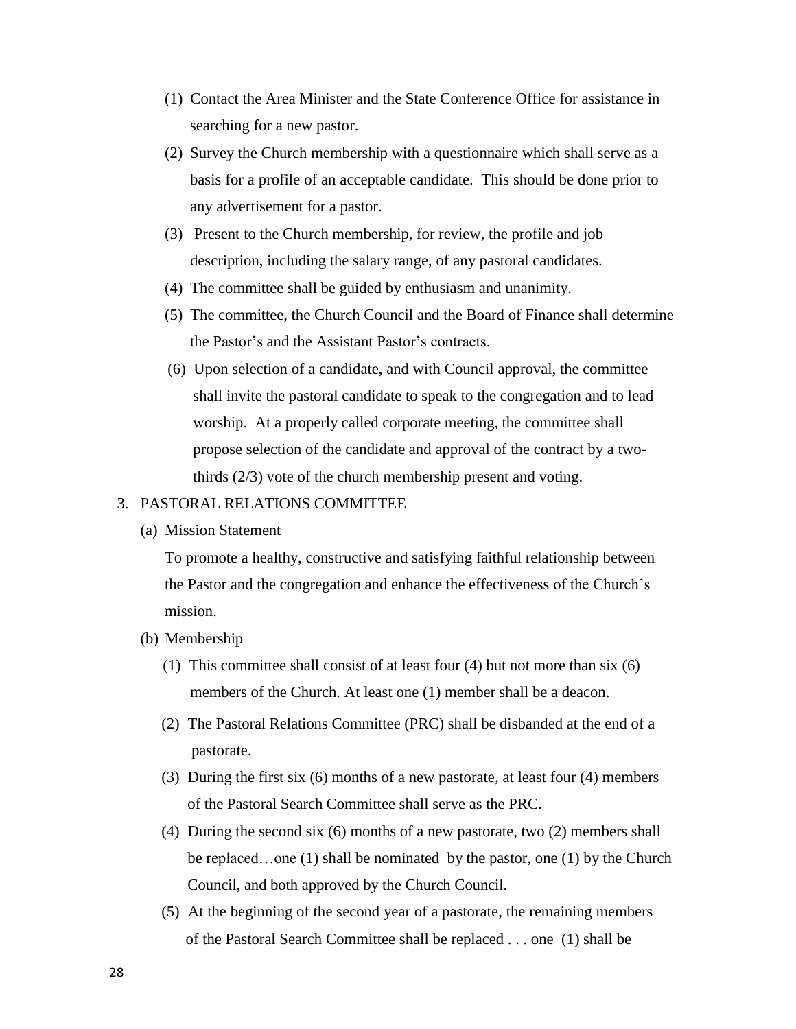(1) Contact the Area Minister and the State Conference Office for assistance in searching for a new pastor.

(2) Survey the Church membership with a questionnaire which shall serve as a basis for a profile of an acceptable candidate. This should be done prior to any advertisement for a pastor.

(3) Present to the Church membership, for review, the profile and job description, including the salary range, of any pastoral candidates.

(4) The committee shall be guided by enthusiasm and unanimity.

(5) The committee, the Church Council and the Board of Finance shall determine the Pastor's and the Assistant Pastor's contracts.

(6) Upon selection of a candidate, and with Council approval, the committee shall invite the pastoral candidate to speak to the congregation and to lead worship. At a properly called corporate meeting, the committee shall propose selection of the candidate and approval of the contract by a two-thirds (2/3) vote of the church membership present and voting.

3. PASTORAL RELATIONS COMMITTEE

(a) Mission Statement

To promote a healthy, constructive and satisfying faithful relationship between the Pastor and the congregation and enhance the effectiveness of the Church's mission.

(b) Membership

(1) This committee shall consist of at least four (4) but not more than six (6) members of the Church. At least one (1) member shall be a deacon.

(2) The Pastoral Relations Committee (PRC) shall be disbanded at the end of a pastorate.

(3) During the first six (6) months of a new pastorate, at least four (4) members of the Pastoral Search Committee shall serve as the PRC.

(4) During the second six (6) months of a new pastorate, two (2) members shall be replaced…one (1) shall be nominated by the pastor, one (1) by the Church Council, and both approved by the Church Council.

(5) At the beginning of the second year of a pastorate, the remaining members of the Pastoral Search Committee shall be replaced . . . one (1) shall be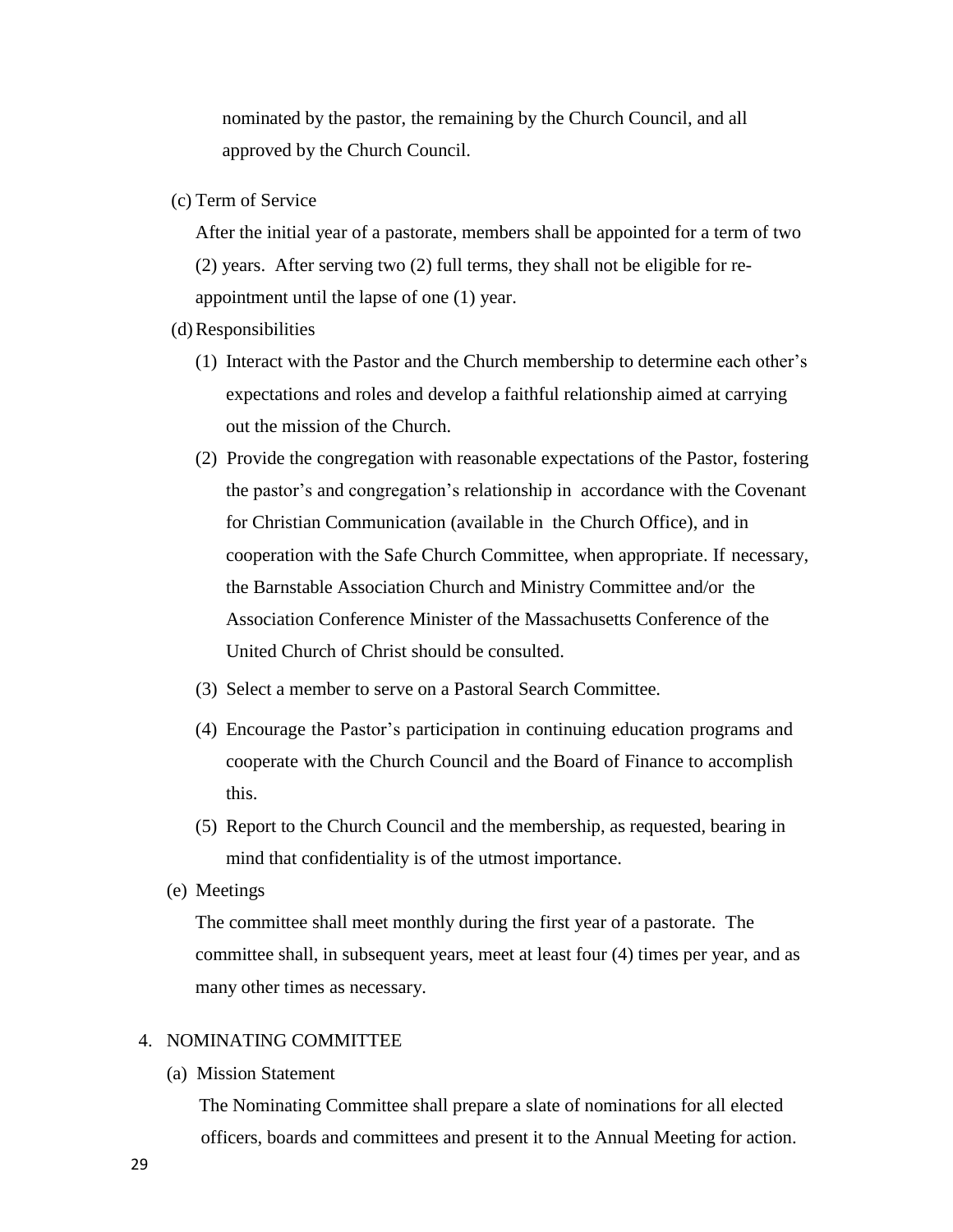nominated by the pastor, the remaining by the Church Council, and all approved by the Church Council.

(c) Term of Service

After the initial year of a pastorate, members shall be appointed for a term of two (2) years. After serving two (2) full terms, they shall not be eligible for re-appointment until the lapse of one (1) year.

(d) Responsibilities

(1) Interact with the Pastor and the Church membership to determine each other's expectations and roles and develop a faithful relationship aimed at carrying out the mission of the Church.

(2) Provide the congregation with reasonable expectations of the Pastor, fostering the pastor's and congregation's relationship in accordance with the Covenant for Christian Communication (available in the Church Office), and in cooperation with the Safe Church Committee, when appropriate. If necessary, the Barnstable Association Church and Ministry Committee and/or the Association Conference Minister of the Massachusetts Conference of the United Church of Christ should be consulted.

(3) Select a member to serve on a Pastoral Search Committee.

(4) Encourage the Pastor's participation in continuing education programs and cooperate with the Church Council and the Board of Finance to accomplish this.

(5) Report to the Church Council and the membership, as requested, bearing in mind that confidentiality is of the utmost importance.

(e) Meetings

The committee shall meet monthly during the first year of a pastorate. The committee shall, in subsequent years, meet at least four (4) times per year, and as many other times as necessary.

4. NOMINATING COMMITTEE

(a) Mission Statement

The Nominating Committee shall prepare a slate of nominations for all elected officers, boards and committees and present it to the Annual Meeting for action.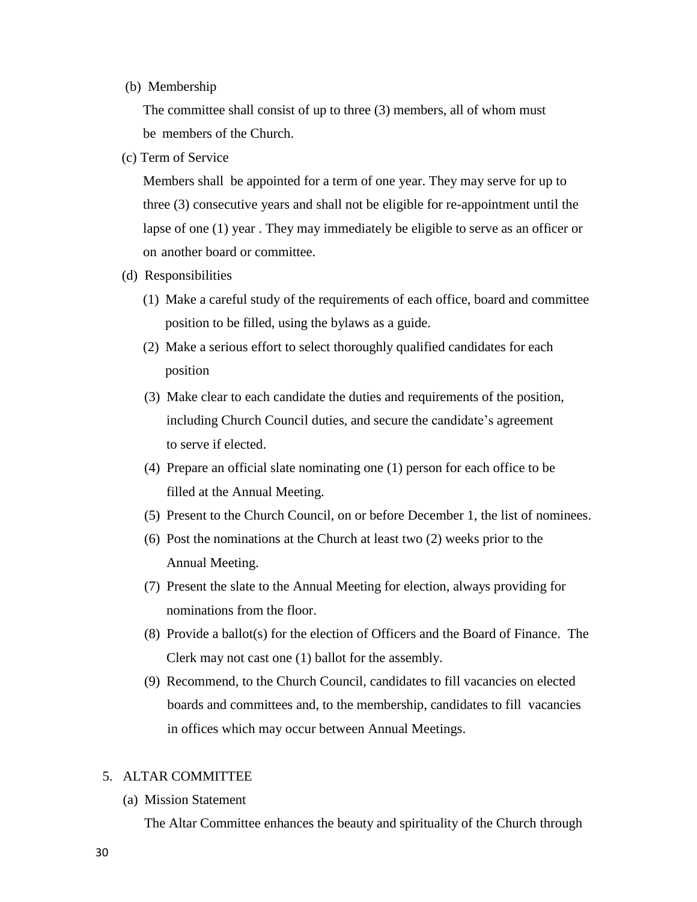(b) Membership

The committee shall consist of up to three (3) members, all of whom must be members of the Church.

(c) Term of Service

Members shall be appointed for a term of one year. They may serve for up to three (3) consecutive years and shall not be eligible for re-appointment until the lapse of one (1) year . They may immediately be eligible to serve as an officer or on another board or committee.

(d) Responsibilities

(1) Make a careful study of the requirements of each office, board and committee position to be filled, using the bylaws as a guide.

(2) Make a serious effort to select thoroughly qualified candidates for each position

(3) Make clear to each candidate the duties and requirements of the position, including Church Council duties, and secure the candidate's agreement to serve if elected.

(4) Prepare an official slate nominating one (1) person for each office to be filled at the Annual Meeting.

(5) Present to the Church Council, on or before December 1, the list of nominees.

(6) Post the nominations at the Church at least two (2) weeks prior to the Annual Meeting.

(7) Present the slate to the Annual Meeting for election, always providing for nominations from the floor.

(8) Provide a ballot(s) for the election of Officers and the Board of Finance. The Clerk may not cast one (1) ballot for the assembly.

(9) Recommend, to the Church Council, candidates to fill vacancies on elected boards and committees and, to the membership, candidates to fill vacancies in offices which may occur between Annual Meetings.

5. ALTAR COMMITTEE

(a) Mission Statement

The Altar Committee enhances the beauty and spirituality of the Church through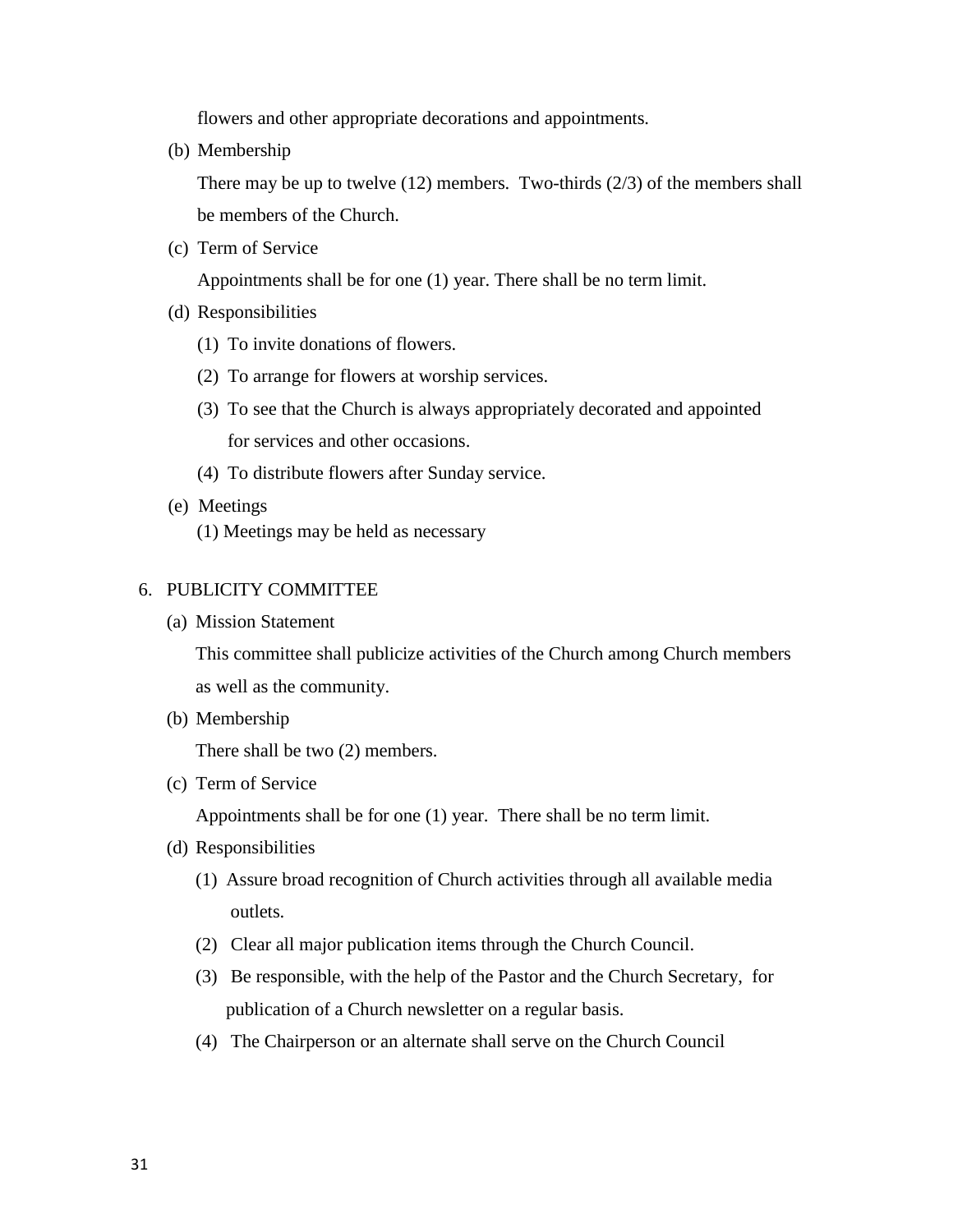flowers and other appropriate decorations and appointments.

(b) Membership

There may be up to twelve (12) members. Two-thirds (2/3) of the members shall be members of the Church.

(c) Term of Service

Appointments shall be for one (1) year. There shall be no term limit.

(d) Responsibilities

(1) To invite donations of flowers.

(2) To arrange for flowers at worship services.

(3) To see that the Church is always appropriately decorated and appointed for services and other occasions.

(4) To distribute flowers after Sunday service.

(e) Meetings

(1) Meetings may be held as necessary

6. PUBLICITY COMMITTEE

(a) Mission Statement

This committee shall publicize activities of the Church among Church members as well as the community.

(b) Membership

There shall be two (2) members.

(c) Term of Service

Appointments shall be for one (1) year. There shall be no term limit.

(d) Responsibilities

(1) Assure broad recognition of Church activities through all available media outlets.

(2) Clear all major publication items through the Church Council.

(3) Be responsible, with the help of the Pastor and the Church Secretary, for publication of a Church newsletter on a regular basis.

(4) The Chairperson or an alternate shall serve on the Church Council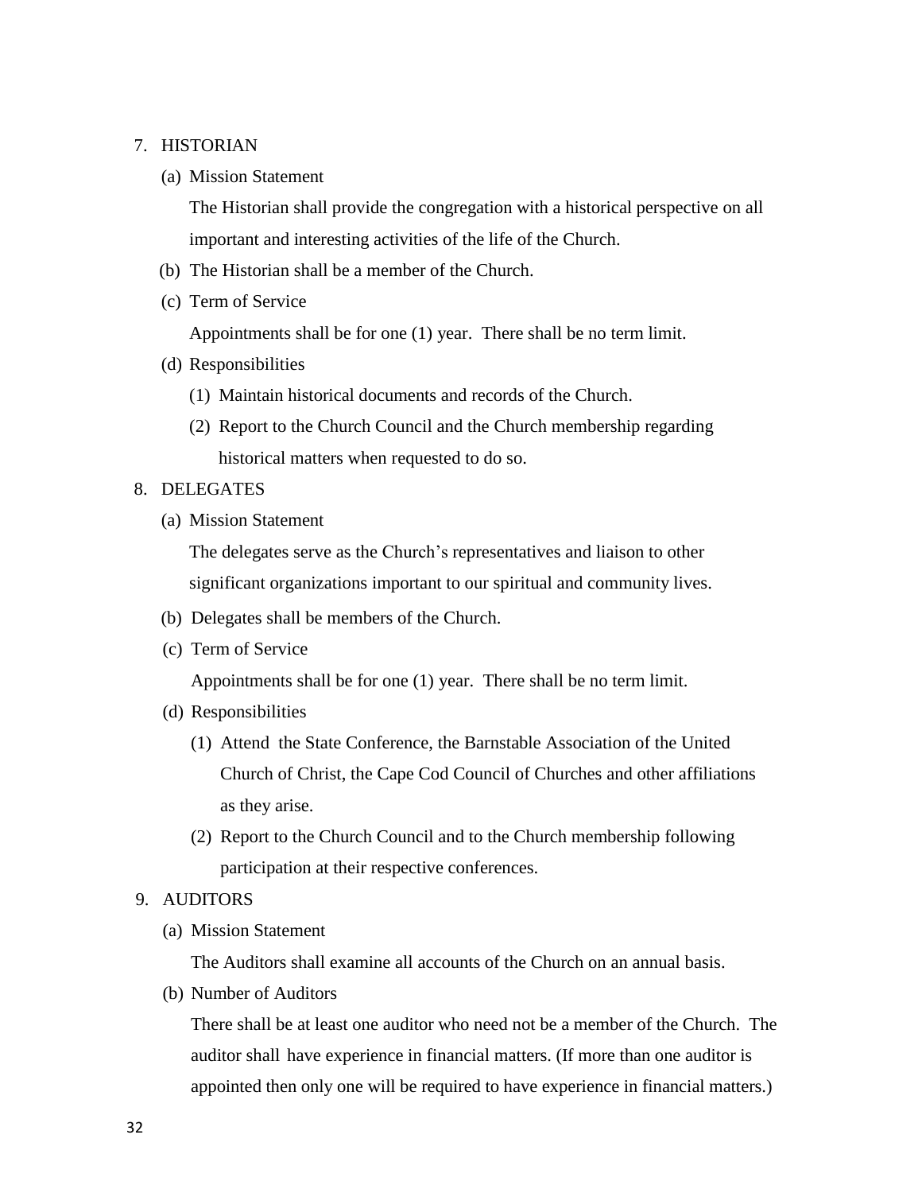7. HISTORIAN

   (a) Mission Statement

   The Historian shall provide the congregation with a historical perspective on all important and interesting activities of the life of the Church.

   (b) The Historian shall be a member of the Church.

   (c) Term of Service

   Appointments shall be for one (1) year. There shall be no term limit.

   (d) Responsibilities

   (1) Maintain historical documents and records of the Church.

   (2) Report to the Church Council and the Church membership regarding historical matters when requested to do so.

8. DELEGATES

   (a) Mission Statement

   The delegates serve as the Church's representatives and liaison to other significant organizations important to our spiritual and community lives.

   (b) Delegates shall be members of the Church.

   (c) Term of Service

   Appointments shall be for one (1) year. There shall be no term limit.

   (d) Responsibilities

   (1) Attend the State Conference, the Barnstable Association of the United Church of Christ, the Cape Cod Council of Churches and other affiliations as they arise.

   (2) Report to the Church Council and to the Church membership following participation at their respective conferences.

9. AUDITORS

   (a) Mission Statement

   The Auditors shall examine all accounts of the Church on an annual basis.

   (b) Number of Auditors

   There shall be at least one auditor who need not be a member of the Church. The auditor shall have experience in financial matters. (If more than one auditor is appointed then only one will be required to have experience in financial matters.)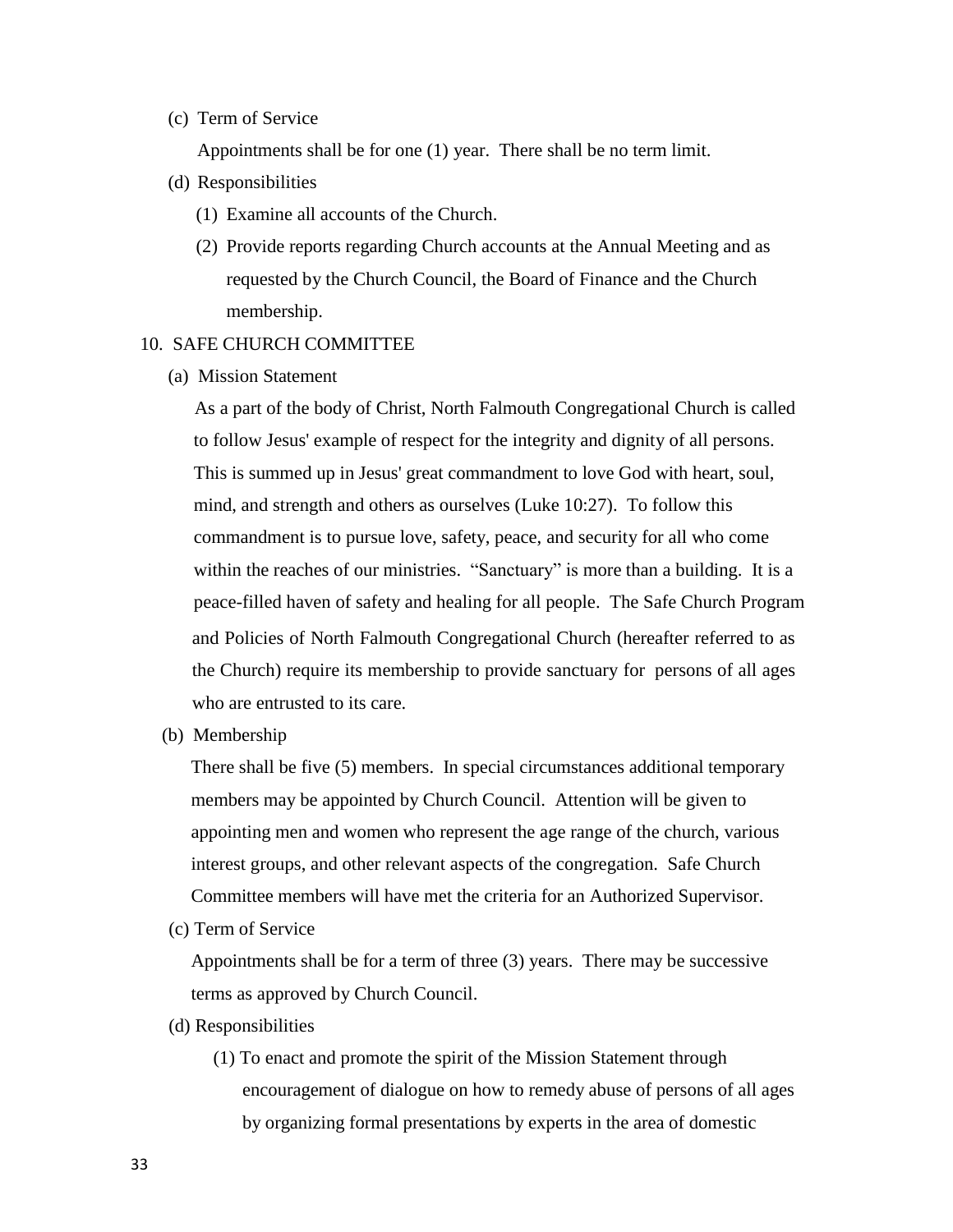(c) Term of Service

Appointments shall be for one (1) year. There shall be no term limit.

(d) Responsibilities

(1) Examine all accounts of the Church.

(2) Provide reports regarding Church accounts at the Annual Meeting and as requested by the Church Council, the Board of Finance and the Church membership.

10. SAFE CHURCH COMMITTEE

(a) Mission Statement

As a part of the body of Christ, North Falmouth Congregational Church is called to follow Jesus' example of respect for the integrity and dignity of all persons. This is summed up in Jesus' great commandment to love God with heart, soul, mind, and strength and others as ourselves (Luke 10:27). To follow this commandment is to pursue love, safety, peace, and security for all who come within the reaches of our ministries. "Sanctuary" is more than a building. It is a peace-filled haven of safety and healing for all people. The Safe Church Program and Policies of North Falmouth Congregational Church (hereafter referred to as the Church) require its membership to provide sanctuary for persons of all ages who are entrusted to its care.

(b) Membership

There shall be five (5) members. In special circumstances additional temporary members may be appointed by Church Council. Attention will be given to appointing men and women who represent the age range of the church, various interest groups, and other relevant aspects of the congregation. Safe Church Committee members will have met the criteria for an Authorized Supervisor.

(c) Term of Service

Appointments shall be for a term of three (3) years. There may be successive terms as approved by Church Council.

(d) Responsibilities

(1) To enact and promote the spirit of the Mission Statement through encouragement of dialogue on how to remedy abuse of persons of all ages by organizing formal presentations by experts in the area of domestic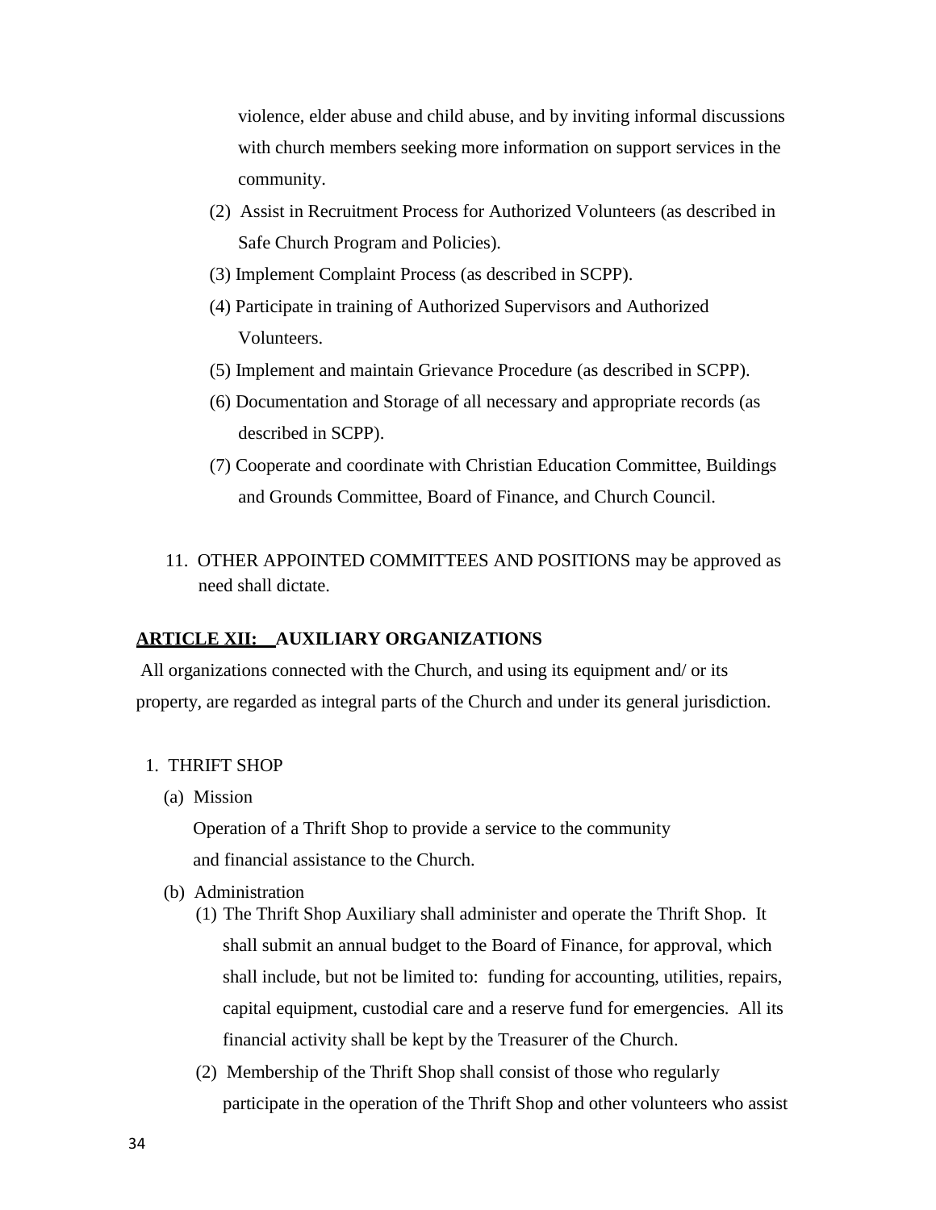violence, elder abuse and child abuse, and by inviting informal discussions with church members seeking more information on support services in the community.

(2) Assist in Recruitment Process for Authorized Volunteers (as described in Safe Church Program and Policies).

(3) Implement Complaint Process (as described in SCPP).

(4) Participate in training of Authorized Supervisors and Authorized Volunteers.

(5) Implement and maintain Grievance Procedure (as described in SCPP).

(6) Documentation and Storage of all necessary and appropriate records (as described in SCPP).

(7) Cooperate and coordinate with Christian Education Committee, Buildings and Grounds Committee, Board of Finance, and Church Council.

11. OTHER APPOINTED COMMITTEES AND POSITIONS may be approved as need shall dictate.

## ARTICLE XII: AUXILIARY ORGANIZATIONS

All organizations connected with the Church, and using its equipment and/ or its property, are regarded as integral parts of the Church and under its general jurisdiction.

1. THRIFT SHOP

(a) Mission

Operation of a Thrift Shop to provide a service to the community and financial assistance to the Church.

(b) Administration

(1) The Thrift Shop Auxiliary shall administer and operate the Thrift Shop. It shall submit an annual budget to the Board of Finance, for approval, which shall include, but not be limited to: funding for accounting, utilities, repairs, capital equipment, custodial care and a reserve fund for emergencies. All its financial activity shall be kept by the Treasurer of the Church.

(2) Membership of the Thrift Shop shall consist of those who regularly participate in the operation of the Thrift Shop and other volunteers who assist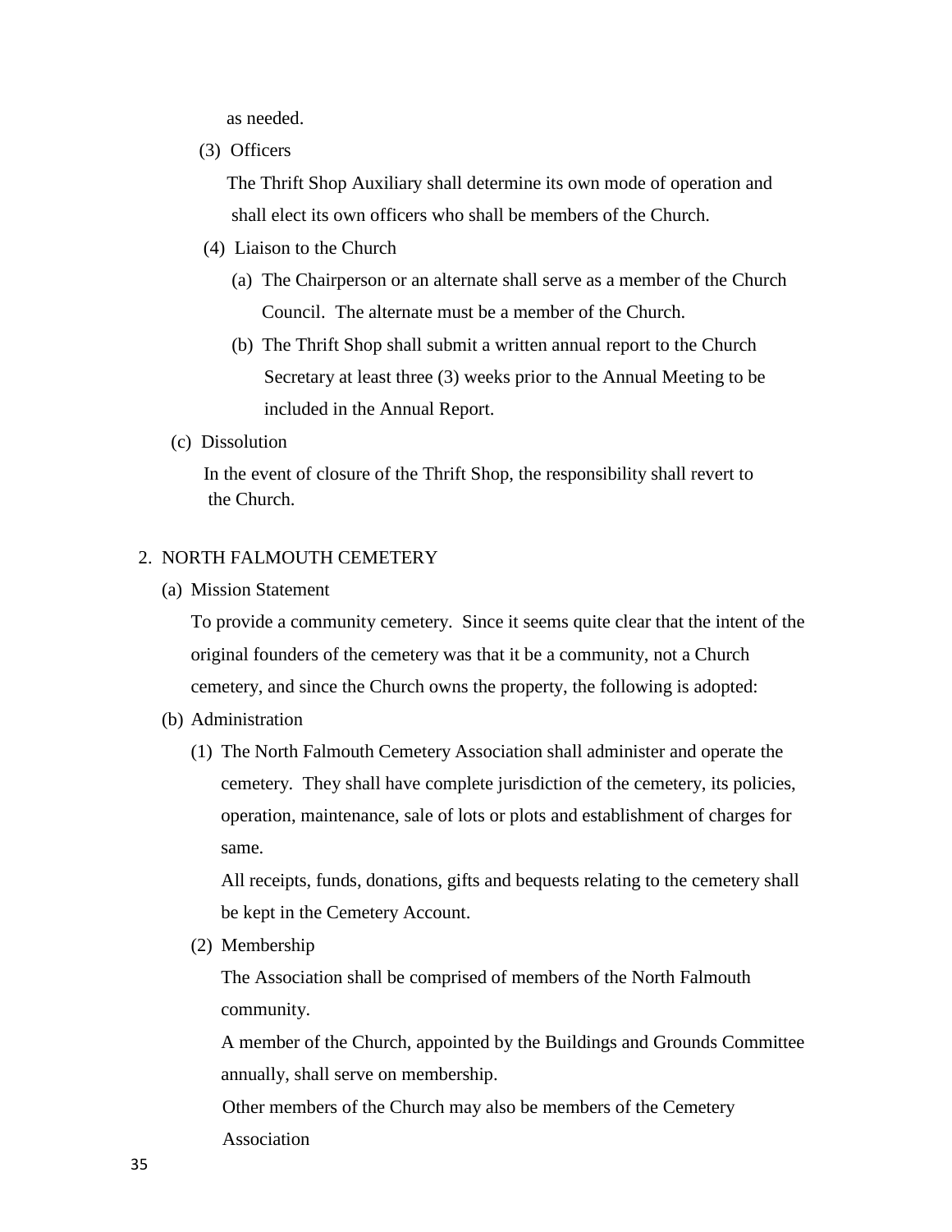as needed.

(3) Officers

The Thrift Shop Auxiliary shall determine its own mode of operation and shall elect its own officers who shall be members of the Church.

(4) Liaison to the Church

(a) The Chairperson or an alternate shall serve as a member of the Church Council. The alternate must be a member of the Church.

(b) The Thrift Shop shall submit a written annual report to the Church Secretary at least three (3) weeks prior to the Annual Meeting to be included in the Annual Report.

(c) Dissolution

In the event of closure of the Thrift Shop, the responsibility shall revert to the Church.

2. NORTH FALMOUTH CEMETERY

(a) Mission Statement

To provide a community cemetery. Since it seems quite clear that the intent of the original founders of the cemetery was that it be a community, not a Church cemetery, and since the Church owns the property, the following is adopted:

(b) Administration

(1) The North Falmouth Cemetery Association shall administer and operate the cemetery. They shall have complete jurisdiction of the cemetery, its policies, operation, maintenance, sale of lots or plots and establishment of charges for same.

All receipts, funds, donations, gifts and bequests relating to the cemetery shall be kept in the Cemetery Account.

(2) Membership

The Association shall be comprised of members of the North Falmouth community.

A member of the Church, appointed by the Buildings and Grounds Committee annually, shall serve on membership.

Other members of the Church may also be members of the Cemetery Association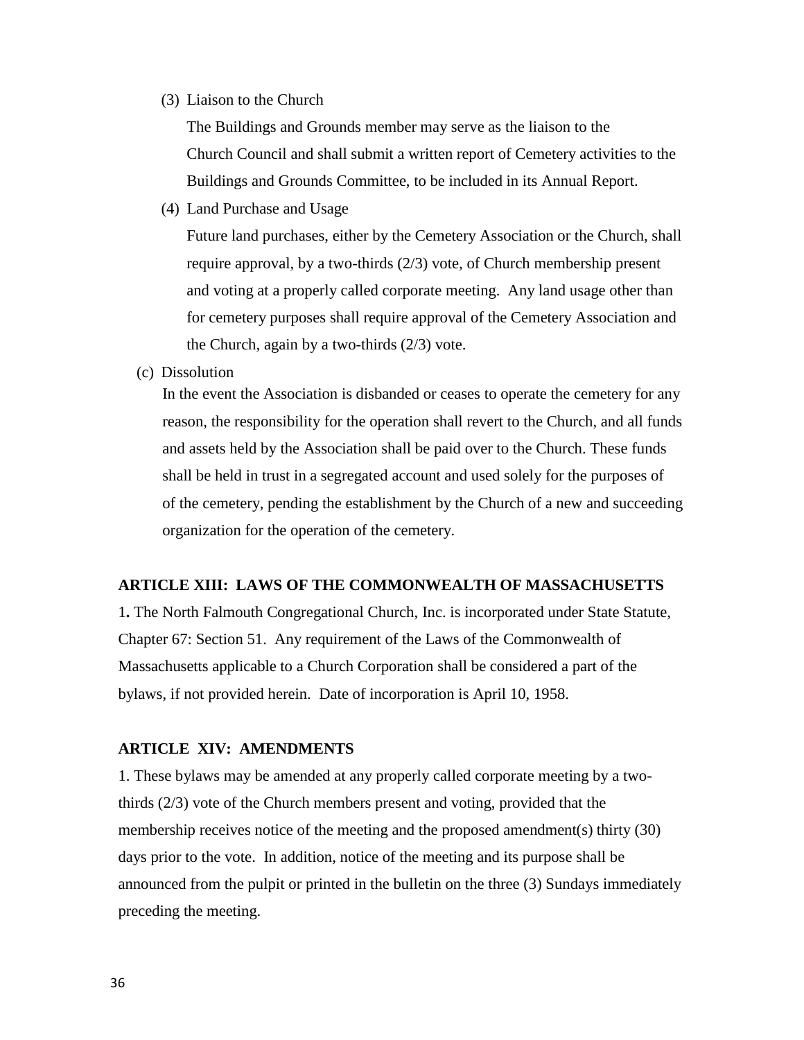(3) Liaison to the Church

The Buildings and Grounds member may serve as the liaison to the Church Council and shall submit a written report of Cemetery activities to the Buildings and Grounds Committee, to be included in its Annual Report.

(4) Land Purchase and Usage

Future land purchases, either by the Cemetery Association or the Church, shall require approval, by a two-thirds (2/3) vote, of Church membership present and voting at a properly called corporate meeting. Any land usage other than for cemetery purposes shall require approval of the Cemetery Association and the Church, again by a two-thirds (2/3) vote.

(c) Dissolution

In the event the Association is disbanded or ceases to operate the cemetery for any reason, the responsibility for the operation shall revert to the Church, and all funds and assets held by the Association shall be paid over to the Church. These funds shall be held in trust in a segregated account and used solely for the purposes of of the cemetery, pending the establishment by the Church of a new and succeeding organization for the operation of the cemetery.

**ARTICLE XIII: LAWS OF THE COMMONWEALTH OF MASSACHUSETTS**

1**.** The North Falmouth Congregational Church, Inc. is incorporated under State Statute, Chapter 67: Section 51. Any requirement of the Laws of the Commonwealth of Massachusetts applicable to a Church Corporation shall be considered a part of the bylaws, if not provided herein. Date of incorporation is April 10, 1958.

**ARTICLE XIV: AMENDMENTS**

1. These bylaws may be amended at any properly called corporate meeting by a two-thirds (2/3) vote of the Church members present and voting, provided that the membership receives notice of the meeting and the proposed amendment(s) thirty (30) days prior to the vote. In addition, notice of the meeting and its purpose shall be announced from the pulpit or printed in the bulletin on the three (3) Sundays immediately preceding the meeting.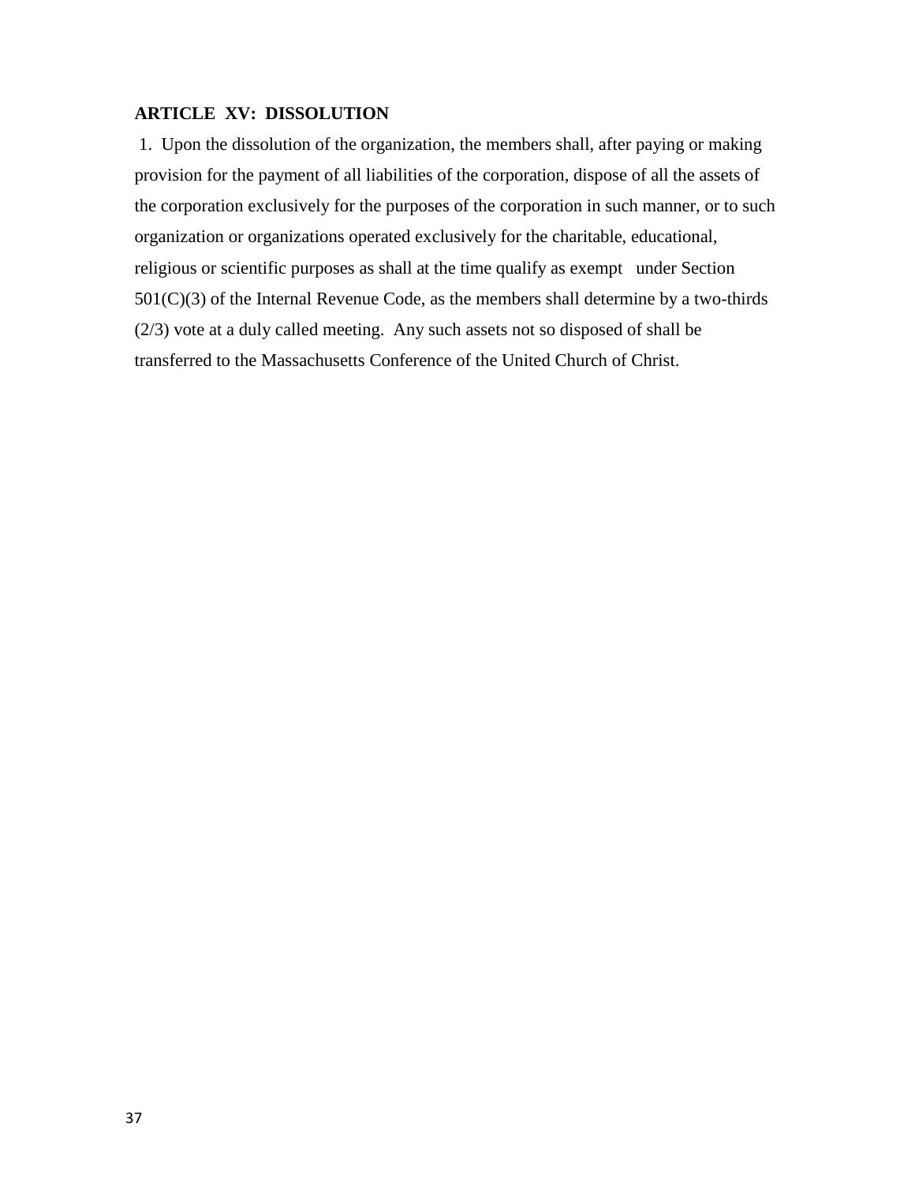**ARTICLE XV: DISSOLUTION**

1. Upon the dissolution of the organization, the members shall, after paying or making provision for the payment of all liabilities of the corporation, dispose of all the assets of the corporation exclusively for the purposes of the corporation in such manner, or to such organization or organizations operated exclusively for the charitable, educational, religious or scientific purposes as shall at the time qualify as exempt under Section 501(C)(3) of the Internal Revenue Code, as the members shall determine by a two-thirds (2/3) vote at a duly called meeting. Any such assets not so disposed of shall be transferred to the Massachusetts Conference of the United Church of Christ.